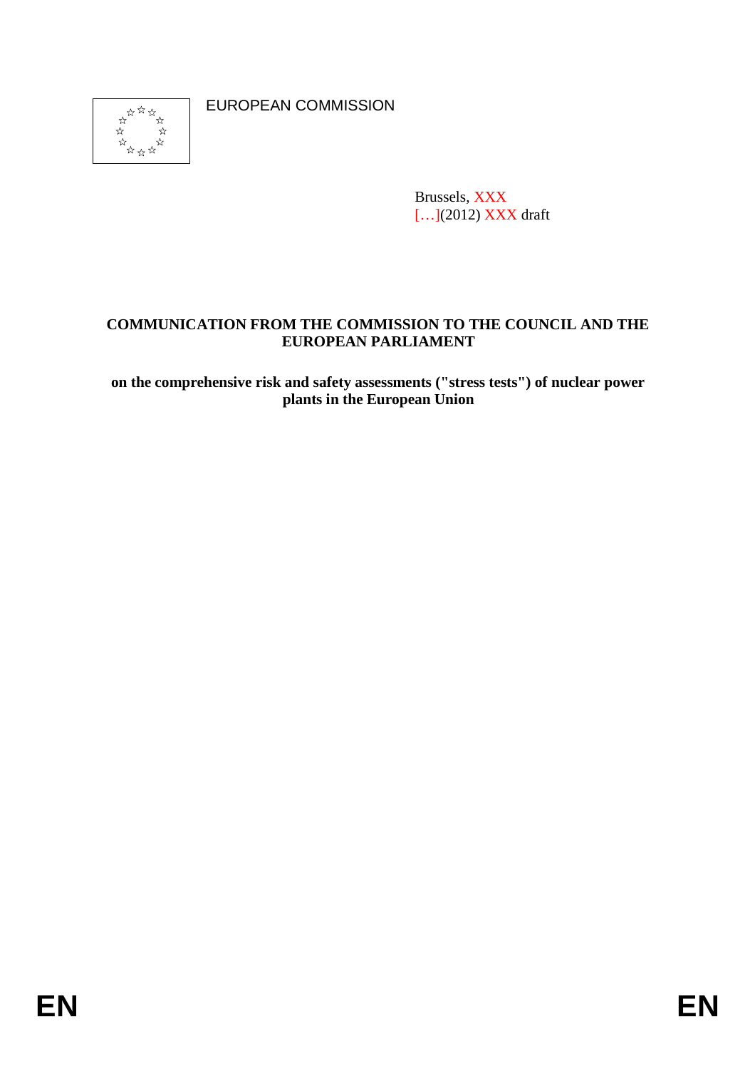EUROPEAN COMMISSION

Brussels, XXX
[…](2012) XXX draft

**COMMUNICATION FROM THE COMMISSION TO THE COUNCIL AND THE EUROPEAN PARLIAMENT**

**on the comprehensive risk and safety assessments ("stress tests") of nuclear power plants in the European Union**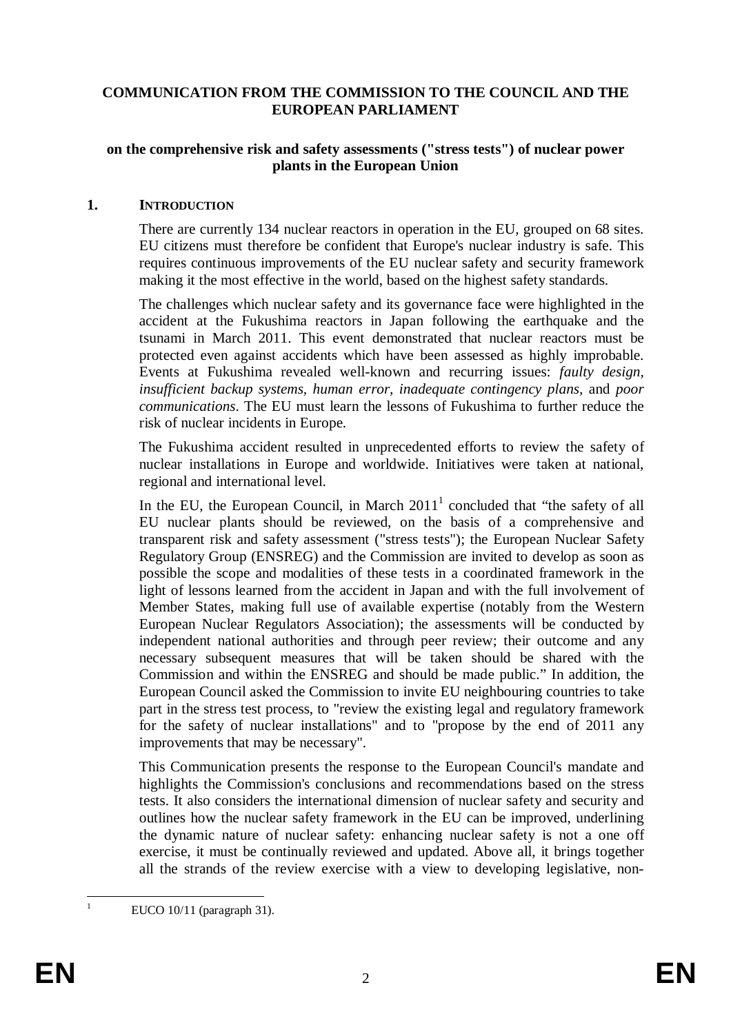**COMMUNICATION FROM THE COMMISSION TO THE COUNCIL AND THE EUROPEAN PARLIAMENT**

**on the comprehensive risk and safety assessments ("stress tests") of nuclear power plants in the European Union**

## 1. INTRODUCTION

There are currently 134 nuclear reactors in operation in the EU, grouped on 68 sites. EU citizens must therefore be confident that Europe's nuclear industry is safe. This requires continuous improvements of the EU nuclear safety and security framework making it the most effective in the world, based on the highest safety standards.

The challenges which nuclear safety and its governance face were highlighted in the accident at the Fukushima reactors in Japan following the earthquake and the tsunami in March 2011. This event demonstrated that nuclear reactors must be protected even against accidents which have been assessed as highly improbable. Events at Fukushima revealed well-known and recurring issues: *faulty design, insufficient backup systems, human error, inadequate contingency plans*, and *poor communications*. The EU must learn the lessons of Fukushima to further reduce the risk of nuclear incidents in Europe.

The Fukushima accident resulted in unprecedented efforts to review the safety of nuclear installations in Europe and worldwide. Initiatives were taken at national, regional and international level.

In the EU, the European Council, in March 2011[1] concluded that "the safety of all EU nuclear plants should be reviewed, on the basis of a comprehensive and transparent risk and safety assessment ("stress tests"); the European Nuclear Safety Regulatory Group (ENSREG) and the Commission are invited to develop as soon as possible the scope and modalities of these tests in a coordinated framework in the light of lessons learned from the accident in Japan and with the full involvement of Member States, making full use of available expertise (notably from the Western European Nuclear Regulators Association); the assessments will be conducted by independent national authorities and through peer review; their outcome and any necessary subsequent measures that will be taken should be shared with the Commission and within the ENSREG and should be made public." In addition, the European Council asked the Commission to invite EU neighbouring countries to take part in the stress test process, to "review the existing legal and regulatory framework for the safety of nuclear installations" and to "propose by the end of 2011 any improvements that may be necessary".

This Communication presents the response to the European Council's mandate and highlights the Commission's conclusions and recommendations based on the stress tests. It also considers the international dimension of nuclear safety and security and outlines how the nuclear safety framework in the EU can be improved, underlining the dynamic nature of nuclear safety: enhancing nuclear safety is not a one off exercise, it must be continually reviewed and updated. Above all, it brings together all the strands of the review exercise with a view to developing legislative, non-

[1] EUCO 10/11 (paragraph 31).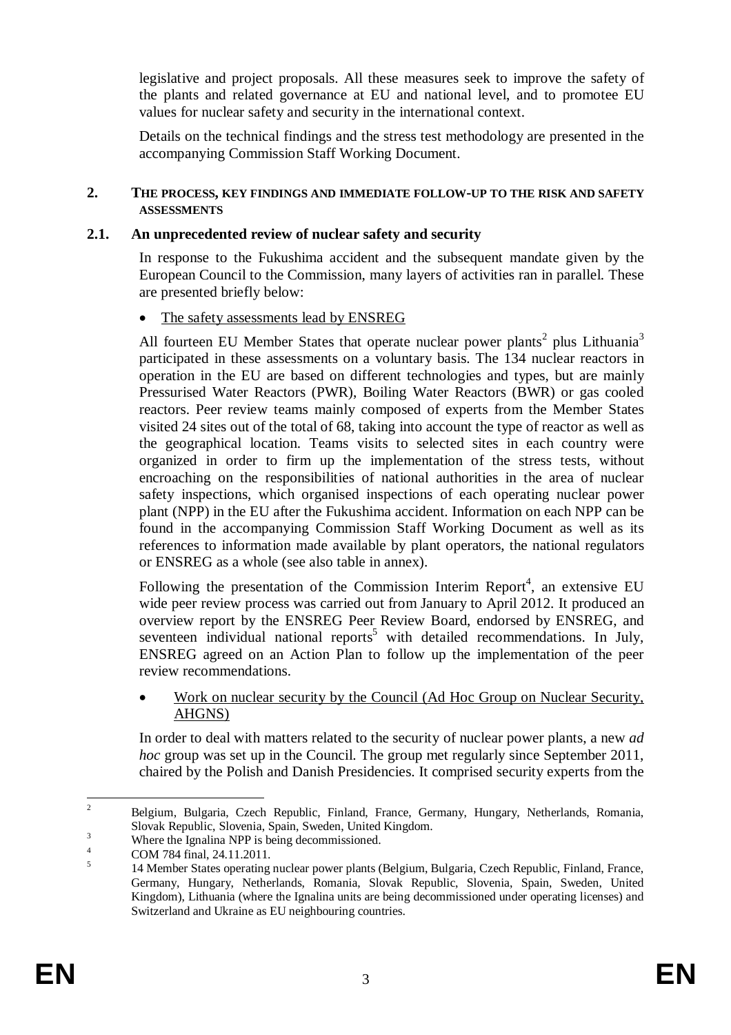legislative and project proposals. All these measures seek to improve the safety of the plants and related governance at EU and national level, and to promotee EU values for nuclear safety and security in the international context.

Details on the technical findings and the stress test methodology are presented in the accompanying Commission Staff Working Document.

## 2. THE PROCESS, KEY FINDINGS AND IMMEDIATE FOLLOW-UP TO THE RISK AND SAFETY ASSESSMENTS

### 2.1. An unprecedented review of nuclear safety and security

In response to the Fukushima accident and the subsequent mandate given by the European Council to the Commission, many layers of activities ran in parallel. These are presented briefly below:

- The safety assessments lead by ENSREG

All fourteen EU Member States that operate nuclear power plants[2] plus Lithuania[3] participated in these assessments on a voluntary basis. The 134 nuclear reactors in operation in the EU are based on different technologies and types, but are mainly Pressurised Water Reactors (PWR), Boiling Water Reactors (BWR) or gas cooled reactors. Peer review teams mainly composed of experts from the Member States visited 24 sites out of the total of 68, taking into account the type of reactor as well as the geographical location. Teams visits to selected sites in each country were organized in order to firm up the implementation of the stress tests, without encroaching on the responsibilities of national authorities in the area of nuclear safety inspections, which organised inspections of each operating nuclear power plant (NPP) in the EU after the Fukushima accident. Information on each NPP can be found in the accompanying Commission Staff Working Document as well as its references to information made available by plant operators, the national regulators or ENSREG as a whole (see also table in annex).

Following the presentation of the Commission Interim Report[4], an extensive EU wide peer review process was carried out from January to April 2012. It produced an overview report by the ENSREG Peer Review Board, endorsed by ENSREG, and seventeen individual national reports[5] with detailed recommendations. In July, ENSREG agreed on an Action Plan to follow up the implementation of the peer review recommendations.

- Work on nuclear security by the Council (Ad Hoc Group on Nuclear Security, AHGNS)

In order to deal with matters related to the security of nuclear power plants, a new *ad hoc* group was set up in the Council. The group met regularly since September 2011, chaired by the Polish and Danish Presidencies. It comprised security experts from the

---

[2] Belgium, Bulgaria, Czech Republic, Finland, France, Germany, Hungary, Netherlands, Romania, Slovak Republic, Slovenia, Spain, Sweden, United Kingdom.

[3] Where the Ignalina NPP is being decommissioned.

[4] COM 784 final, 24.11.2011.

[5] 14 Member States operating nuclear power plants (Belgium, Bulgaria, Czech Republic, Finland, France, Germany, Hungary, Netherlands, Romania, Slovak Republic, Slovenia, Spain, Sweden, United Kingdom), Lithuania (where the Ignalina units are being decommissioned under operating licenses) and Switzerland and Ukraine as EU neighbouring countries.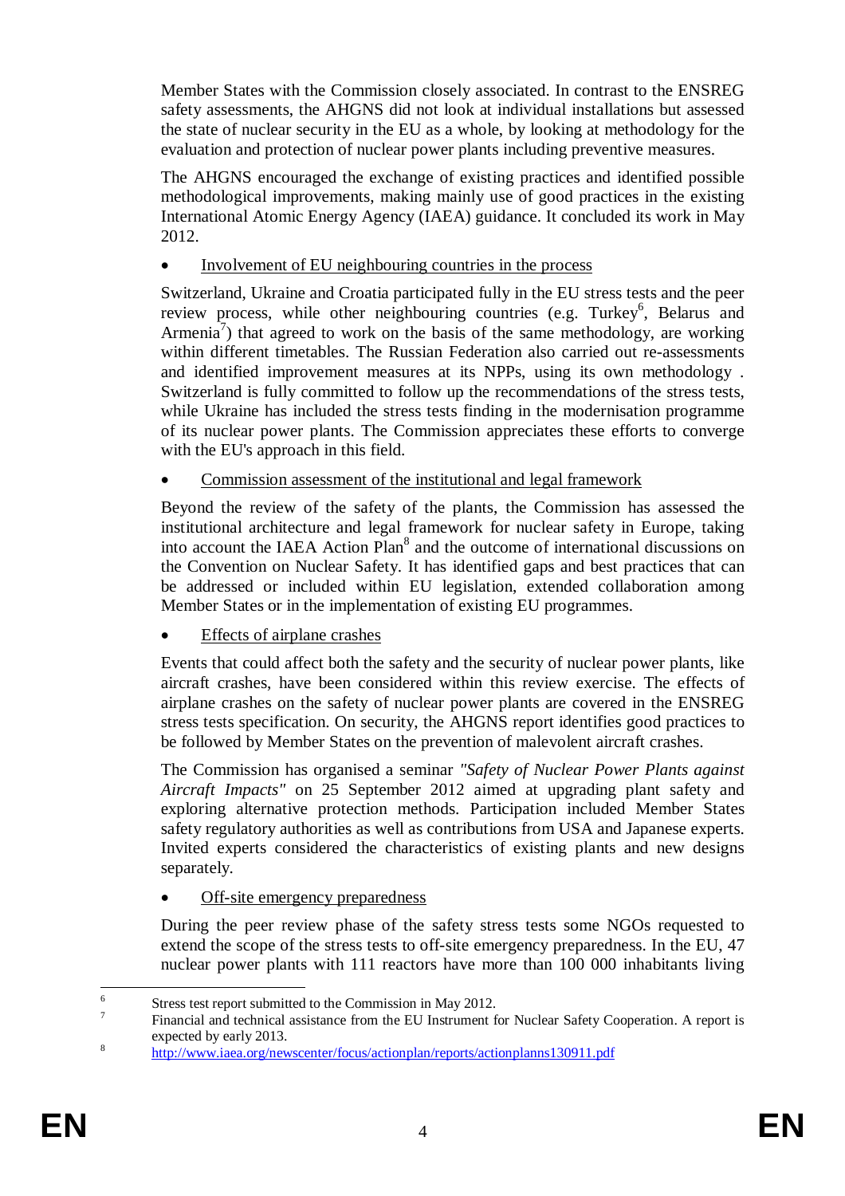Member States with the Commission closely associated. In contrast to the ENSREG safety assessments, the AHGNS did not look at individual installations but assessed the state of nuclear security in the EU as a whole, by looking at methodology for the evaluation and protection of nuclear power plants including preventive measures.

The AHGNS encouraged the exchange of existing practices and identified possible methodological improvements, making mainly use of good practices in the existing International Atomic Energy Agency (IAEA) guidance. It concluded its work in May 2012.

- Involvement of EU neighbouring countries in the process

Switzerland, Ukraine and Croatia participated fully in the EU stress tests and the peer review process, while other neighbouring countries (e.g. Turkey[6], Belarus and Armenia[7]) that agreed to work on the basis of the same methodology, are working within different timetables. The Russian Federation also carried out re-assessments and identified improvement measures at its NPPs, using its own methodology . Switzerland is fully committed to follow up the recommendations of the stress tests, while Ukraine has included the stress tests finding in the modernisation programme of its nuclear power plants. The Commission appreciates these efforts to converge with the EU's approach in this field.

- Commission assessment of the institutional and legal framework

Beyond the review of the safety of the plants, the Commission has assessed the institutional architecture and legal framework for nuclear safety in Europe, taking into account the IAEA Action Plan[8] and the outcome of international discussions on the Convention on Nuclear Safety. It has identified gaps and best practices that can be addressed or included within EU legislation, extended collaboration among Member States or in the implementation of existing EU programmes.

- Effects of airplane crashes

Events that could affect both the safety and the security of nuclear power plants, like aircraft crashes, have been considered within this review exercise. The effects of airplane crashes on the safety of nuclear power plants are covered in the ENSREG stress tests specification. On security, the AHGNS report identifies good practices to be followed by Member States on the prevention of malevolent aircraft crashes.

The Commission has organised a seminar *"Safety of Nuclear Power Plants against Aircraft Impacts"* on 25 September 2012 aimed at upgrading plant safety and exploring alternative protection methods. Participation included Member States safety regulatory authorities as well as contributions from USA and Japanese experts. Invited experts considered the characteristics of existing plants and new designs separately.

- Off-site emergency preparedness

During the peer review phase of the safety stress tests some NGOs requested to extend the scope of the stress tests to off-site emergency preparedness. In the EU, 47 nuclear power plants with 111 reactors have more than 100 000 inhabitants living

---

[6] Stress test report submitted to the Commission in May 2012.

[7] Financial and technical assistance from the EU Instrument for Nuclear Safety Cooperation. A report is expected by early 2013.

[8] http://www.iaea.org/newscenter/focus/actionplan/reports/actionplanns130911.pdf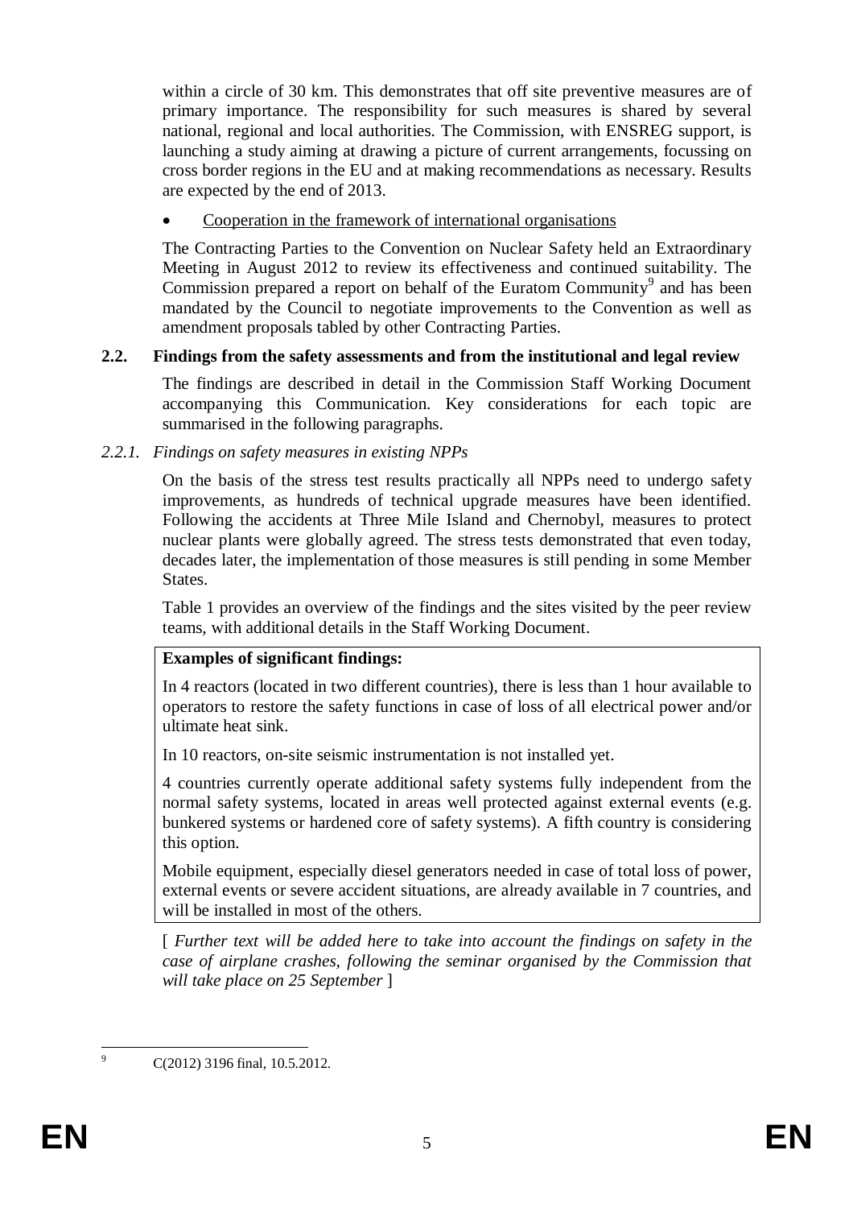within a circle of 30 km. This demonstrates that off site preventive measures are of primary importance. The responsibility for such measures is shared by several national, regional and local authorities. The Commission, with ENSREG support, is launching a study aiming at drawing a picture of current arrangements, focussing on cross border regions in the EU and at making recommendations as necessary. Results are expected by the end of 2013.

- Cooperation in the framework of international organisations

The Contracting Parties to the Convention on Nuclear Safety held an Extraordinary Meeting in August 2012 to review its effectiveness and continued suitability. The Commission prepared a report on behalf of the Euratom Community[9] and has been mandated by the Council to negotiate improvements to the Convention as well as amendment proposals tabled by other Contracting Parties.

### 2.2. Findings from the safety assessments and from the institutional and legal review

The findings are described in detail in the Commission Staff Working Document accompanying this Communication. Key considerations for each topic are summarised in the following paragraphs.

#### *2.2.1. Findings on safety measures in existing NPPs*

On the basis of the stress test results practically all NPPs need to undergo safety improvements, as hundreds of technical upgrade measures have been identified. Following the accidents at Three Mile Island and Chernobyl, measures to protect nuclear plants were globally agreed. The stress tests demonstrated that even today, decades later, the implementation of those measures is still pending in some Member States.

Table 1 provides an overview of the findings and the sites visited by the peer review teams, with additional details in the Staff Working Document.

**Examples of significant findings:**

In 4 reactors (located in two different countries), there is less than 1 hour available to operators to restore the safety functions in case of loss of all electrical power and/or ultimate heat sink.

In 10 reactors, on-site seismic instrumentation is not installed yet.

4 countries currently operate additional safety systems fully independent from the normal safety systems, located in areas well protected against external events (e.g. bunkered systems or hardened core of safety systems). A fifth country is considering this option.

Mobile equipment, especially diesel generators needed in case of total loss of power, external events or severe accident situations, are already available in 7 countries, and will be installed in most of the others.

[ *Further text will be added here to take into account the findings on safety in the case of airplane crashes, following the seminar organised by the Commission that will take place on 25 September* ]

---

[9] C(2012) 3196 final, 10.5.2012.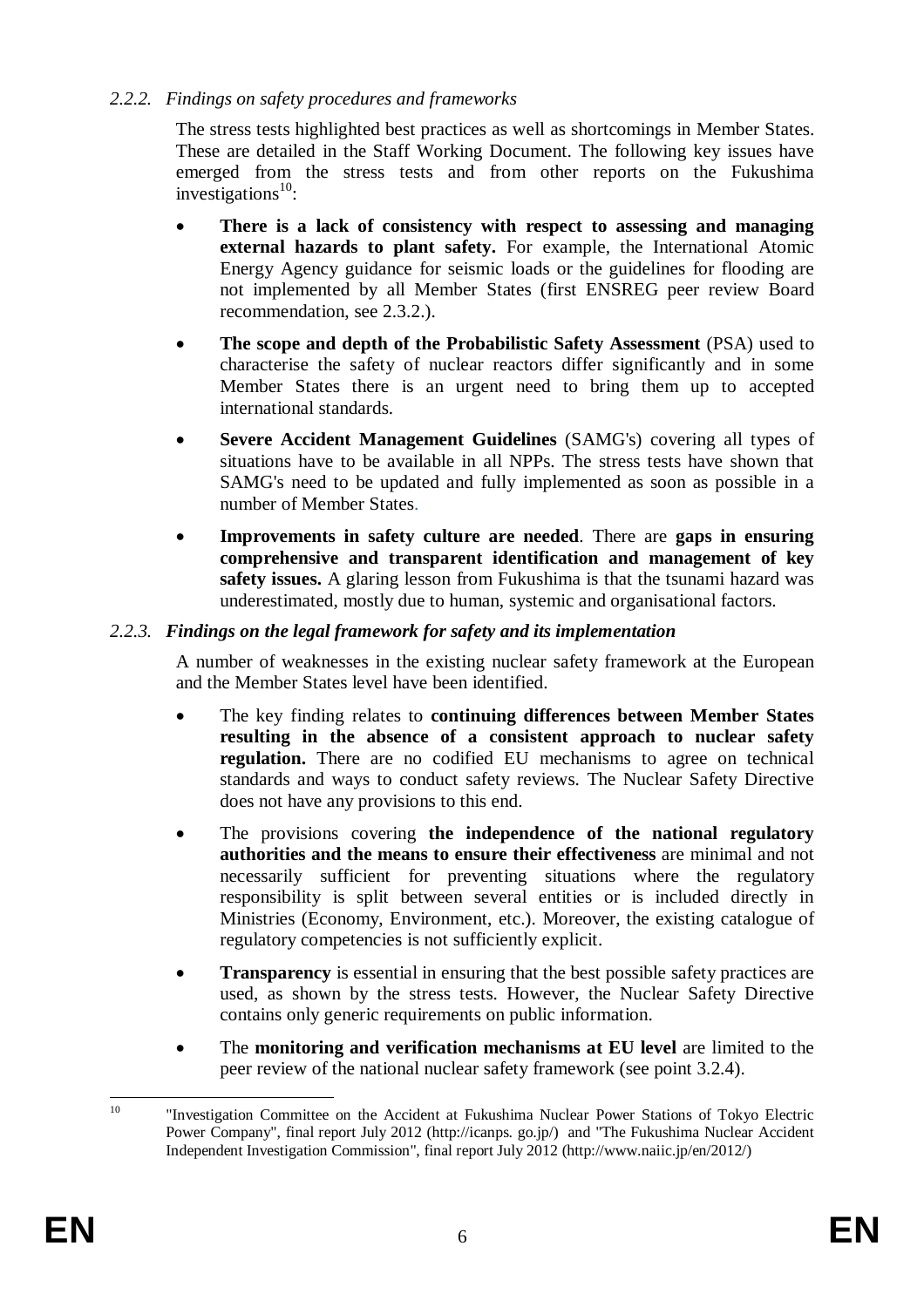### *2.2.2. Findings on safety procedures and frameworks*

The stress tests highlighted best practices as well as shortcomings in Member States. These are detailed in the Staff Working Document. The following key issues have emerged from the stress tests and from other reports on the Fukushima investigations[10]:

- **There is a lack of consistency with respect to assessing and managing external hazards to plant safety.** For example, the International Atomic Energy Agency guidance for seismic loads or the guidelines for flooding are not implemented by all Member States (first ENSREG peer review Board recommendation, see 2.3.2.).
- **The scope and depth of the Probabilistic Safety Assessment** (PSA) used to characterise the safety of nuclear reactors differ significantly and in some Member States there is an urgent need to bring them up to accepted international standards.
- **Severe Accident Management Guidelines** (SAMG's) covering all types of situations have to be available in all NPPs. The stress tests have shown that SAMG's need to be updated and fully implemented as soon as possible in a number of Member States.
- **Improvements in safety culture are needed**. There are **gaps in ensuring comprehensive and transparent identification and management of key safety issues.** A glaring lesson from Fukushima is that the tsunami hazard was underestimated, mostly due to human, systemic and organisational factors.

### ***2.2.3. Findings on the legal framework for safety and its implementation***

A number of weaknesses in the existing nuclear safety framework at the European and the Member States level have been identified.

- The key finding relates to **continuing differences between Member States resulting in the absence of a consistent approach to nuclear safety regulation.** There are no codified EU mechanisms to agree on technical standards and ways to conduct safety reviews. The Nuclear Safety Directive does not have any provisions to this end.
- The provisions covering **the independence of the national regulatory authorities and the means to ensure their effectiveness** are minimal and not necessarily sufficient for preventing situations where the regulatory responsibility is split between several entities or is included directly in Ministries (Economy, Environment, etc.). Moreover, the existing catalogue of regulatory competencies is not sufficiently explicit.
- **Transparency** is essential in ensuring that the best possible safety practices are used, as shown by the stress tests. However, the Nuclear Safety Directive contains only generic requirements on public information.
- The **monitoring and verification mechanisms at EU level** are limited to the peer review of the national nuclear safety framework (see point 3.2.4).

---

[10] "Investigation Committee on the Accident at Fukushima Nuclear Power Stations of Tokyo Electric Power Company", final report July 2012 (http://icanps. go.jp/) and "The Fukushima Nuclear Accident Independent Investigation Commission", final report July 2012 (http://www.naiic.jp/en/2012/)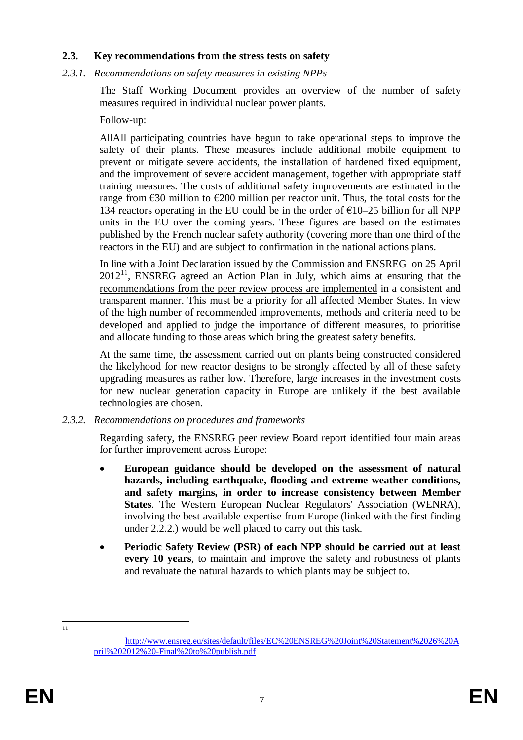### 2.3. Key recommendations from the stress tests on safety

#### *2.3.1. Recommendations on safety measures in existing NPPs*

The Staff Working Document provides an overview of the number of safety measures required in individual nuclear power plants.

Follow-up:

AllAll participating countries have begun to take operational steps to improve the safety of their plants. These measures include additional mobile equipment to prevent or mitigate severe accidents, the installation of hardened fixed equipment, and the improvement of severe accident management, together with appropriate staff training measures. The costs of additional safety improvements are estimated in the range from €30 million to €200 million per reactor unit. Thus, the total costs for the 134 reactors operating in the EU could be in the order of €10–25 billion for all NPP units in the EU over the coming years. These figures are based on the estimates published by the French nuclear safety authority (covering more than one third of the reactors in the EU) and are subject to confirmation in the national actions plans.

In line with a Joint Declaration issued by the Commission and ENSREG on 25 April 2012[11], ENSREG agreed an Action Plan in July, which aims at ensuring that the recommendations from the peer review process are implemented in a consistent and transparent manner. This must be a priority for all affected Member States. In view of the high number of recommended improvements, methods and criteria need to be developed and applied to judge the importance of different measures, to prioritise and allocate funding to those areas which bring the greatest safety benefits.

At the same time, the assessment carried out on plants being constructed considered the likelihood for new reactor designs to be strongly affected by all of these safety upgrading measures as rather low. Therefore, large increases in the investment costs for new nuclear generation capacity in Europe are unlikely if the best available technologies are chosen.

#### *2.3.2. Recommendations on procedures and frameworks*

Regarding safety, the ENSREG peer review Board report identified four main areas for further improvement across Europe:

- **European guidance should be developed on the assessment of natural hazards, including earthquake, flooding and extreme weather conditions, and safety margins, in order to increase consistency between Member States**. The Western European Nuclear Regulators' Association (WENRA), involving the best available expertise from Europe (linked with the first finding under 2.2.2.) would be well placed to carry out this task.
- **Periodic Safety Review (PSR) of each NPP should be carried out at least every 10 years**, to maintain and improve the safety and robustness of plants and revaluate the natural hazards to which plants may be subject to.

---

[11] http://www.ensreg.eu/sites/default/files/EC%20ENSREG%20Joint%20Statement%2026%20April%202012%20-Final%20to%20publish.pdf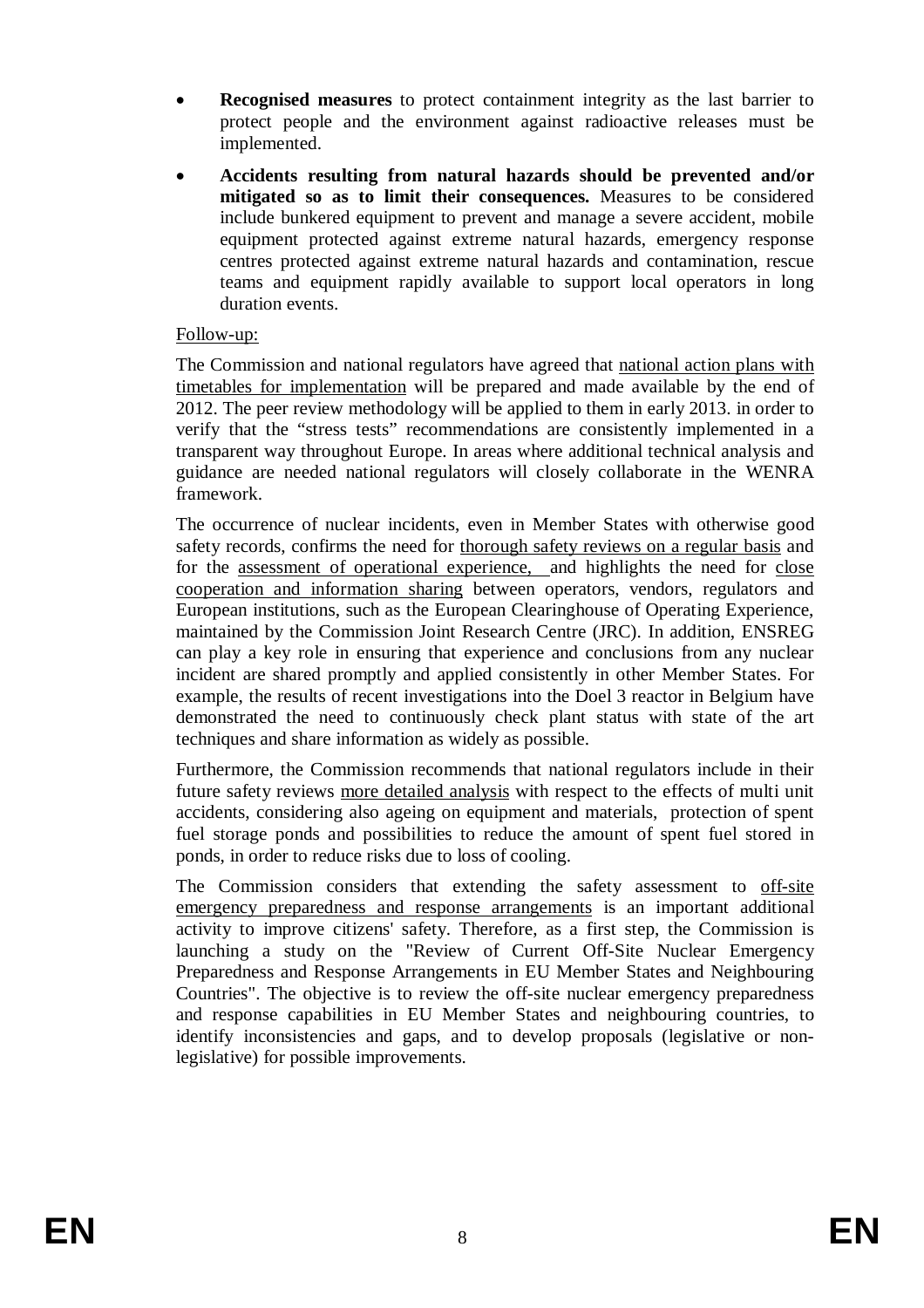- **Recognised measures** to protect containment integrity as the last barrier to protect people and the environment against radioactive releases must be implemented.
- **Accidents resulting from natural hazards should be prevented and/or mitigated so as to limit their consequences.** Measures to be considered include bunkered equipment to prevent and manage a severe accident, mobile equipment protected against extreme natural hazards, emergency response centres protected against extreme natural hazards and contamination, rescue teams and equipment rapidly available to support local operators in long duration events.

Follow-up:

The Commission and national regulators have agreed that national action plans with timetables for implementation will be prepared and made available by the end of 2012. The peer review methodology will be applied to them in early 2013. in order to verify that the "stress tests" recommendations are consistently implemented in a transparent way throughout Europe. In areas where additional technical analysis and guidance are needed national regulators will closely collaborate in the WENRA framework.

The occurrence of nuclear incidents, even in Member States with otherwise good safety records, confirms the need for thorough safety reviews on a regular basis and for the assessment of operational experience, and highlights the need for close cooperation and information sharing between operators, vendors, regulators and European institutions, such as the European Clearinghouse of Operating Experience, maintained by the Commission Joint Research Centre (JRC). In addition, ENSREG can play a key role in ensuring that experience and conclusions from any nuclear incident are shared promptly and applied consistently in other Member States. For example, the results of recent investigations into the Doel 3 reactor in Belgium have demonstrated the need to continuously check plant status with state of the art techniques and share information as widely as possible.

Furthermore, the Commission recommends that national regulators include in their future safety reviews more detailed analysis with respect to the effects of multi unit accidents, considering also ageing on equipment and materials, protection of spent fuel storage ponds and possibilities to reduce the amount of spent fuel stored in ponds, in order to reduce risks due to loss of cooling.

The Commission considers that extending the safety assessment to off-site emergency preparedness and response arrangements is an important additional activity to improve citizens' safety. Therefore, as a first step, the Commission is launching a study on the "Review of Current Off-Site Nuclear Emergency Preparedness and Response Arrangements in EU Member States and Neighbouring Countries". The objective is to review the off-site nuclear emergency preparedness and response capabilities in EU Member States and neighbouring countries, to identify inconsistencies and gaps, and to develop proposals (legislative or non-legislative) for possible improvements.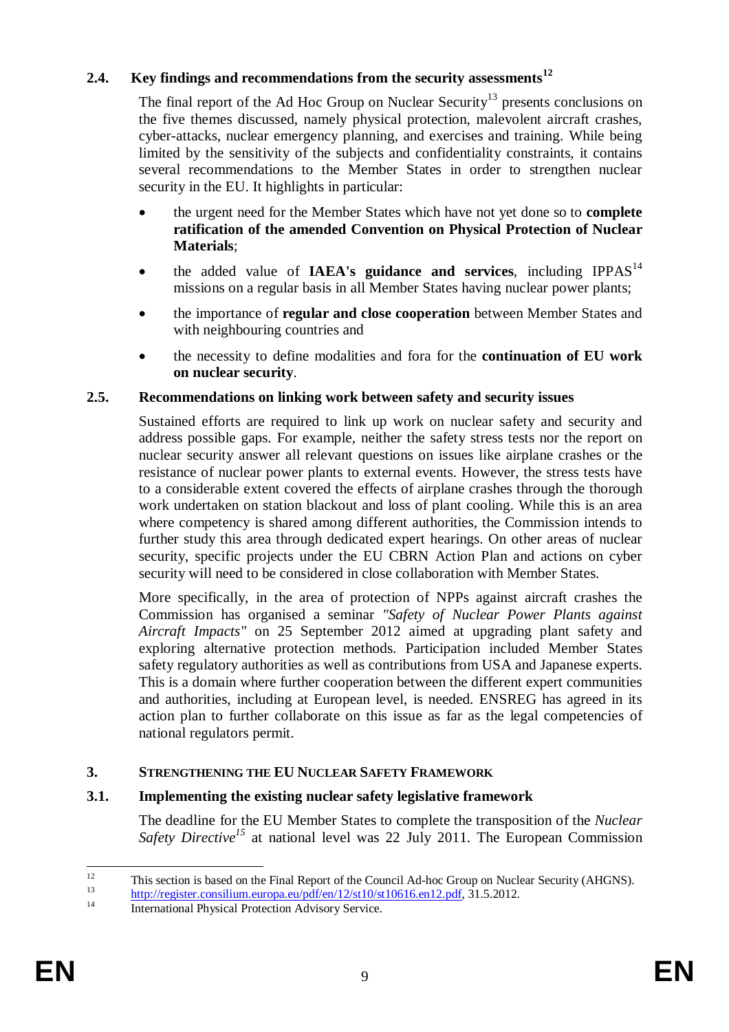## 2.4. Key findings and recommendations from the security assessments[12]

The final report of the Ad Hoc Group on Nuclear Security[13] presents conclusions on the five themes discussed, namely physical protection, malevolent aircraft crashes, cyber-attacks, nuclear emergency planning, and exercises and training. While being limited by the sensitivity of the subjects and confidentiality constraints, it contains several recommendations to the Member States in order to strengthen nuclear security in the EU. It highlights in particular:

- the urgent need for the Member States which have not yet done so to **complete ratification of the amended Convention on Physical Protection of Nuclear Materials**;
- the added value of **IAEA's guidance and services**, including IPPAS[14] missions on a regular basis in all Member States having nuclear power plants;
- the importance of **regular and close cooperation** between Member States and with neighbouring countries and
- the necessity to define modalities and fora for the **continuation of EU work on nuclear security**.

## 2.5. Recommendations on linking work between safety and security issues

Sustained efforts are required to link up work on nuclear safety and security and address possible gaps. For example, neither the safety stress tests nor the report on nuclear security answer all relevant questions on issues like airplane crashes or the resistance of nuclear power plants to external events. However, the stress tests have to a considerable extent covered the effects of airplane crashes through the thorough work undertaken on station blackout and loss of plant cooling. While this is an area where competency is shared among different authorities, the Commission intends to further study this area through dedicated expert hearings. On other areas of nuclear security, specific projects under the EU CBRN Action Plan and actions on cyber security will need to be considered in close collaboration with Member States.

More specifically, in the area of protection of NPPs against aircraft crashes the Commission has organised a seminar *"Safety of Nuclear Power Plants against Aircraft Impacts"* on 25 September 2012 aimed at upgrading plant safety and exploring alternative protection methods. Participation included Member States safety regulatory authorities as well as contributions from USA and Japanese experts. This is a domain where further cooperation between the different expert communities and authorities, including at European level, is needed. ENSREG has agreed in its action plan to further collaborate on this issue as far as the legal competencies of national regulators permit.

# 3. STRENGTHENING THE EU NUCLEAR SAFETY FRAMEWORK

## 3.1. Implementing the existing nuclear safety legislative framework

The deadline for the EU Member States to complete the transposition of the *Nuclear Safety Directive*[15] at national level was 22 July 2011. The European Commission

---

[12] This section is based on the Final Report of the Council Ad-hoc Group on Nuclear Security (AHGNS).

[13] http://register.consilium.europa.eu/pdf/en/12/st10/st10616.en12.pdf, 31.5.2012.

[14] International Physical Protection Advisory Service.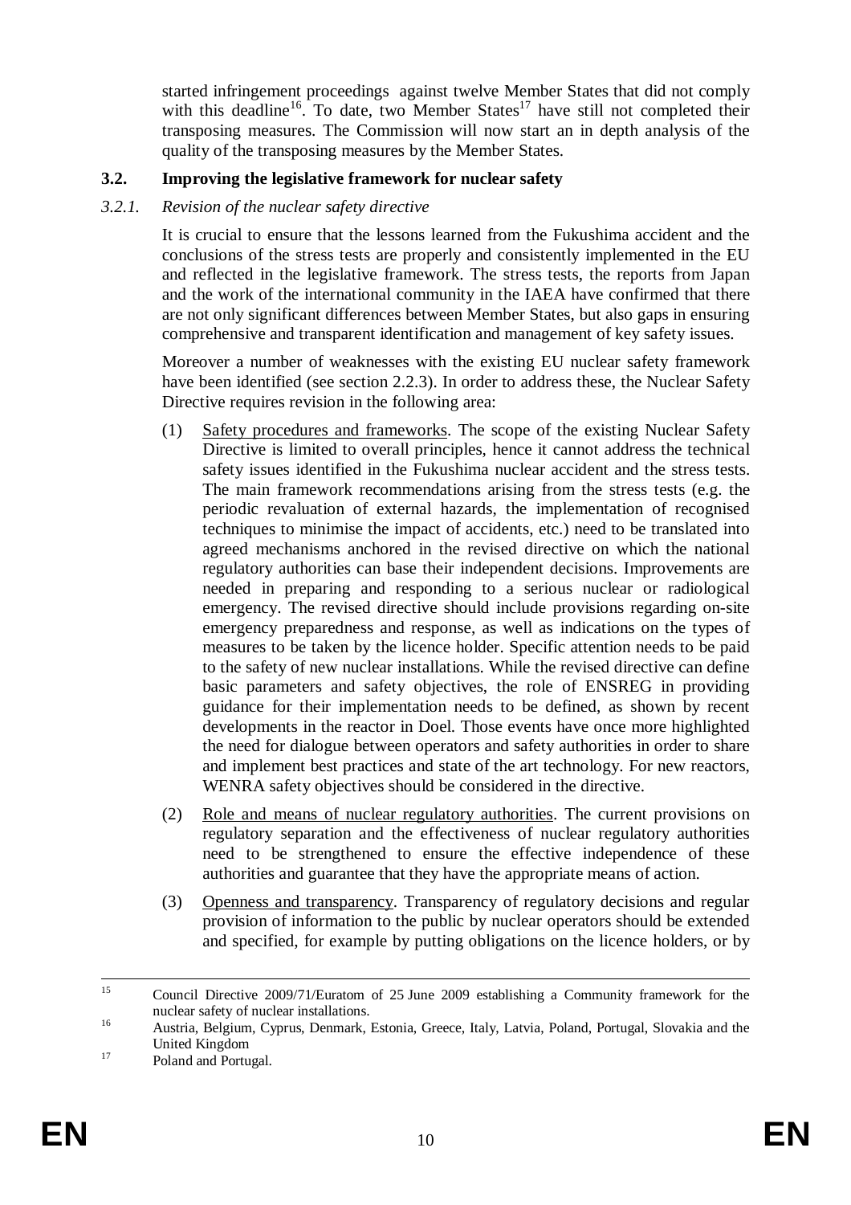started infringement proceedings against twelve Member States that did not comply with this deadline[16]. To date, two Member States[17] have still not completed their transposing measures. The Commission will now start an in depth analysis of the quality of the transposing measures by the Member States.

### 3.2. Improving the legislative framework for nuclear safety

#### *3.2.1. Revision of the nuclear safety directive*

It is crucial to ensure that the lessons learned from the Fukushima accident and the conclusions of the stress tests are properly and consistently implemented in the EU and reflected in the legislative framework. The stress tests, the reports from Japan and the work of the international community in the IAEA have confirmed that there are not only significant differences between Member States, but also gaps in ensuring comprehensive and transparent identification and management of key safety issues.

Moreover a number of weaknesses with the existing EU nuclear safety framework have been identified (see section 2.2.3). In order to address these, the Nuclear Safety Directive requires revision in the following area:

(1) Safety procedures and frameworks. The scope of the existing Nuclear Safety Directive is limited to overall principles, hence it cannot address the technical safety issues identified in the Fukushima nuclear accident and the stress tests. The main framework recommendations arising from the stress tests (e.g. the periodic revaluation of external hazards, the implementation of recognised techniques to minimise the impact of accidents, etc.) need to be translated into agreed mechanisms anchored in the revised directive on which the national regulatory authorities can base their independent decisions. Improvements are needed in preparing and responding to a serious nuclear or radiological emergency. The revised directive should include provisions regarding on-site emergency preparedness and response, as well as indications on the types of measures to be taken by the licence holder. Specific attention needs to be paid to the safety of new nuclear installations. While the revised directive can define basic parameters and safety objectives, the role of ENSREG in providing guidance for their implementation needs to be defined, as shown by recent developments in the reactor in Doel. Those events have once more highlighted the need for dialogue between operators and safety authorities in order to share and implement best practices and state of the art technology. For new reactors, WENRA safety objectives should be considered in the directive.

(2) Role and means of nuclear regulatory authorities. The current provisions on regulatory separation and the effectiveness of nuclear regulatory authorities need to be strengthened to ensure the effective independence of these authorities and guarantee that they have the appropriate means of action.

(3) Openness and transparency. Transparency of regulatory decisions and regular provision of information to the public by nuclear operators should be extended and specified, for example by putting obligations on the licence holders, or by

---

[15] Council Directive 2009/71/Euratom of 25 June 2009 establishing a Community framework for the nuclear safety of nuclear installations.

[16] Austria, Belgium, Cyprus, Denmark, Estonia, Greece, Italy, Latvia, Poland, Portugal, Slovakia and the United Kingdom

[17] Poland and Portugal.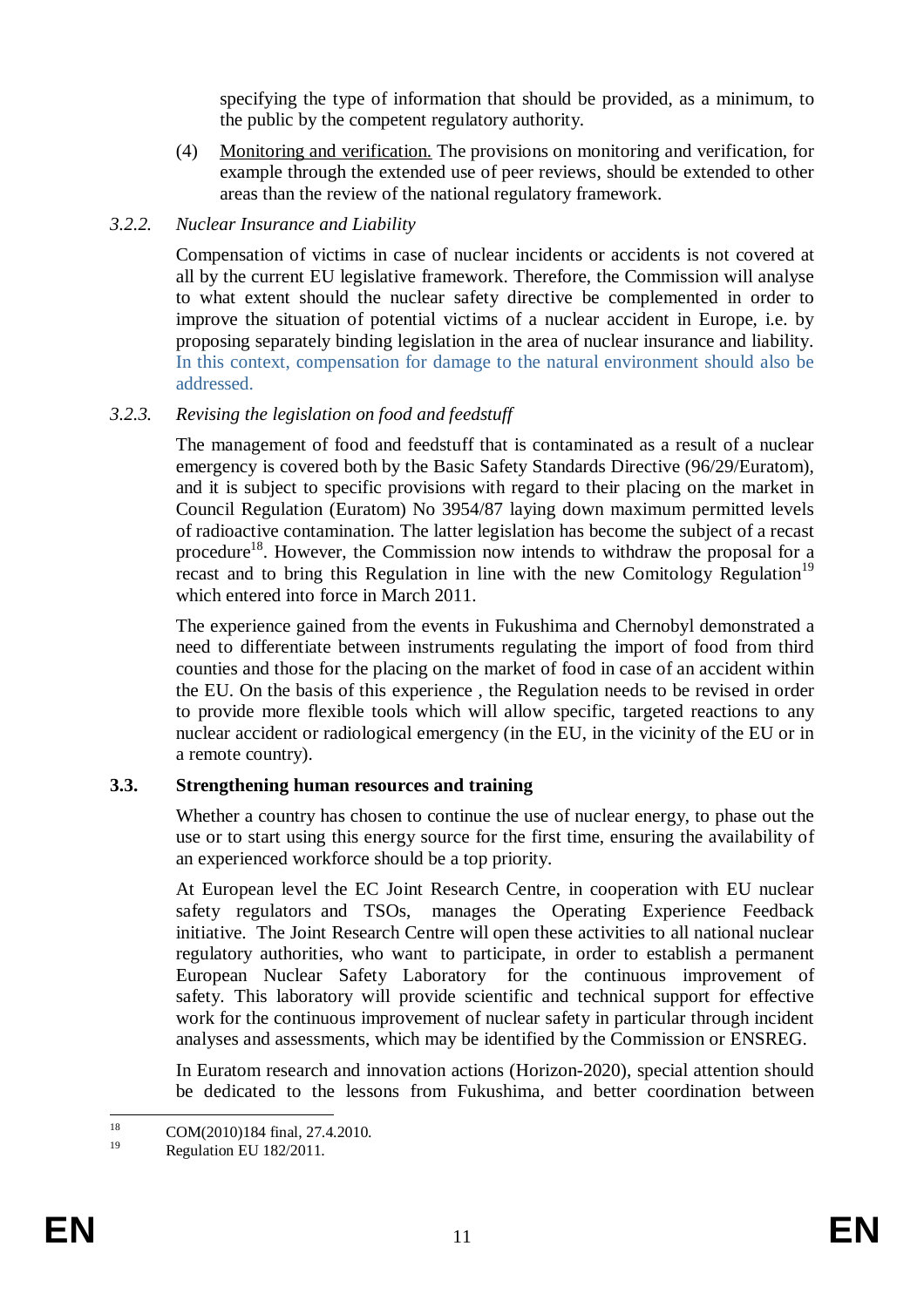specifying the type of information that should be provided, as a minimum, to the public by the competent regulatory authority.

(4) Monitoring and verification. The provisions on monitoring and verification, for example through the extended use of peer reviews, should be extended to other areas than the review of the national regulatory framework.

### *3.2.2. Nuclear Insurance and Liability*

Compensation of victims in case of nuclear incidents or accidents is not covered at all by the current EU legislative framework. Therefore, the Commission will analyse to what extent should the nuclear safety directive be complemented in order to improve the situation of potential victims of a nuclear accident in Europe, i.e. by proposing separately binding legislation in the area of nuclear insurance and liability. In this context, compensation for damage to the natural environment should also be addressed.

### *3.2.3. Revising the legislation on food and feedstuff*

The management of food and feedstuff that is contaminated as a result of a nuclear emergency is covered both by the Basic Safety Standards Directive (96/29/Euratom), and it is subject to specific provisions with regard to their placing on the market in Council Regulation (Euratom) No 3954/87 laying down maximum permitted levels of radioactive contamination. The latter legislation has become the subject of a recast procedure[18]. However, the Commission now intends to withdraw the proposal for a recast and to bring this Regulation in line with the new Comitology Regulation[19] which entered into force in March 2011.

The experience gained from the events in Fukushima and Chernobyl demonstrated a need to differentiate between instruments regulating the import of food from third counties and those for the placing on the market of food in case of an accident within the EU. On the basis of this experience , the Regulation needs to be revised in order to provide more flexible tools which will allow specific, targeted reactions to any nuclear accident or radiological emergency (in the EU, in the vicinity of the EU or in a remote country).

## **3.3. Strengthening human resources and training**

Whether a country has chosen to continue the use of nuclear energy, to phase out the use or to start using this energy source for the first time, ensuring the availability of an experienced workforce should be a top priority.

At European level the EC Joint Research Centre, in cooperation with EU nuclear safety regulators and TSOs, manages the Operating Experience Feedback initiative. The Joint Research Centre will open these activities to all national nuclear regulatory authorities, who want to participate, in order to establish a permanent European Nuclear Safety Laboratory for the continuous improvement of safety. This laboratory will provide scientific and technical support for effective work for the continuous improvement of nuclear safety in particular through incident analyses and assessments, which may be identified by the Commission or ENSREG.

In Euratom research and innovation actions (Horizon-2020), special attention should be dedicated to the lessons from Fukushima, and better coordination between

---

[18] COM(2010)184 final, 27.4.2010.

[19] Regulation EU 182/2011.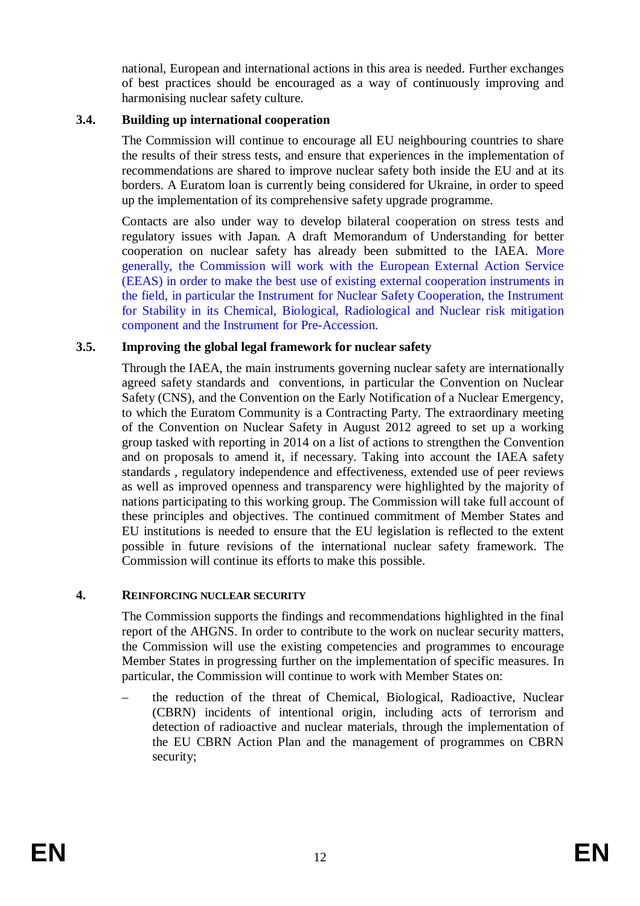national, European and international actions in this area is needed. Further exchanges of best practices should be encouraged as a way of continuously improving and harmonising nuclear safety culture.

### 3.4. Building up international cooperation

The Commission will continue to encourage all EU neighbouring countries to share the results of their stress tests, and ensure that experiences in the implementation of recommendations are shared to improve nuclear safety both inside the EU and at its borders. A Euratom loan is currently being considered for Ukraine, in order to speed up the implementation of its comprehensive safety upgrade programme.

Contacts are also under way to develop bilateral cooperation on stress tests and regulatory issues with Japan. A draft Memorandum of Understanding for better cooperation on nuclear safety has already been submitted to the IAEA. More generally, the Commission will work with the European External Action Service (EEAS) in order to make the best use of existing external cooperation instruments in the field, in particular the Instrument for Nuclear Safety Cooperation, the Instrument for Stability in its Chemical, Biological, Radiological and Nuclear risk mitigation component and the Instrument for Pre-Accession.

### 3.5. Improving the global legal framework for nuclear safety

Through the IAEA, the main instruments governing nuclear safety are internationally agreed safety standards and conventions, in particular the Convention on Nuclear Safety (CNS), and the Convention on the Early Notification of a Nuclear Emergency, to which the Euratom Community is a Contracting Party. The extraordinary meeting of the Convention on Nuclear Safety in August 2012 agreed to set up a working group tasked with reporting in 2014 on a list of actions to strengthen the Convention and on proposals to amend it, if necessary. Taking into account the IAEA safety standards , regulatory independence and effectiveness, extended use of peer reviews as well as improved openness and transparency were highlighted by the majority of nations participating to this working group. The Commission will take full account of these principles and objectives. The continued commitment of Member States and EU institutions is needed to ensure that the EU legislation is reflected to the extent possible in future revisions of the international nuclear safety framework. The Commission will continue its efforts to make this possible.

## 4. Reinforcing nuclear security

The Commission supports the findings and recommendations highlighted in the final report of the AHGNS. In order to contribute to the work on nuclear security matters, the Commission will use the existing competencies and programmes to encourage Member States in progressing further on the implementation of specific measures. In particular, the Commission will continue to work with Member States on:

– the reduction of the threat of Chemical, Biological, Radioactive, Nuclear (CBRN) incidents of intentional origin, including acts of terrorism and detection of radioactive and nuclear materials, through the implementation of the EU CBRN Action Plan and the management of programmes on CBRN security;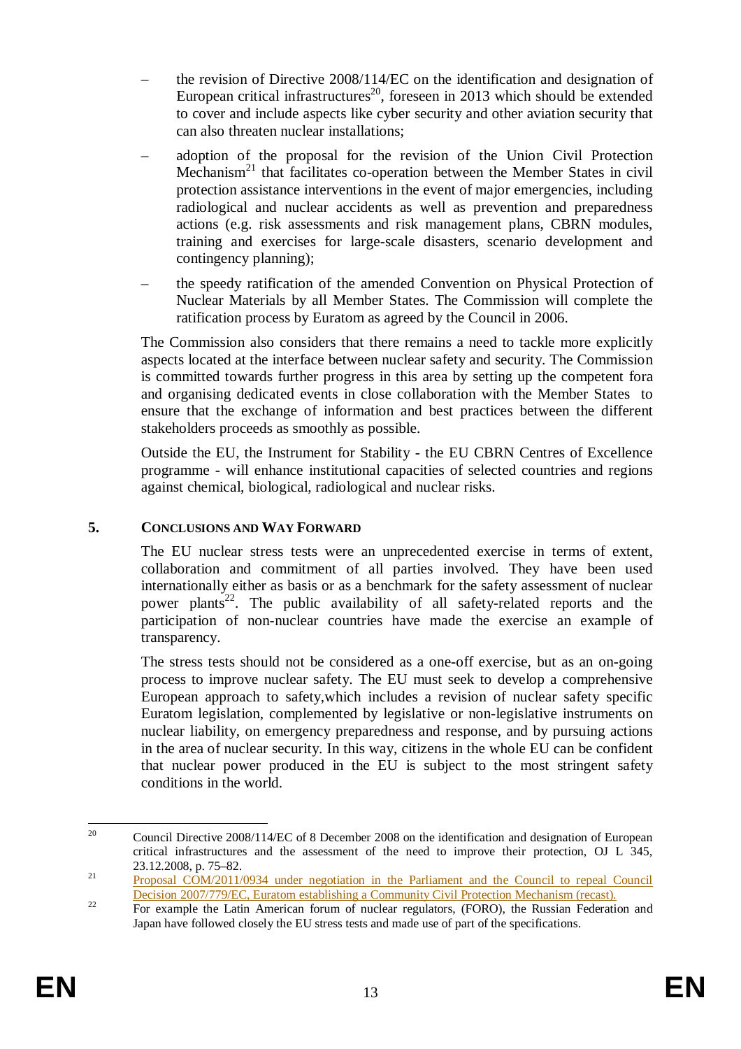- the revision of Directive 2008/114/EC on the identification and designation of European critical infrastructures[20], foreseen in 2013 which should be extended to cover and include aspects like cyber security and other aviation security that can also threaten nuclear installations;
- adoption of the proposal for the revision of the Union Civil Protection Mechanism[21] that facilitates co-operation between the Member States in civil protection assistance interventions in the event of major emergencies, including radiological and nuclear accidents as well as prevention and preparedness actions (e.g. risk assessments and risk management plans, CBRN modules, training and exercises for large-scale disasters, scenario development and contingency planning);
- the speedy ratification of the amended Convention on Physical Protection of Nuclear Materials by all Member States. The Commission will complete the ratification process by Euratom as agreed by the Council in 2006.

The Commission also considers that there remains a need to tackle more explicitly aspects located at the interface between nuclear safety and security. The Commission is committed towards further progress in this area by setting up the competent fora and organising dedicated events in close collaboration with the Member States to ensure that the exchange of information and best practices between the different stakeholders proceeds as smoothly as possible.

Outside the EU, the Instrument for Stability - the EU CBRN Centres of Excellence programme - will enhance institutional capacities of selected countries and regions against chemical, biological, radiological and nuclear risks.

## 5. CONCLUSIONS AND WAY FORWARD

The EU nuclear stress tests were an unprecedented exercise in terms of extent, collaboration and commitment of all parties involved. They have been used internationally either as basis or as a benchmark for the safety assessment of nuclear power plants[22]. The public availability of all safety-related reports and the participation of non-nuclear countries have made the exercise an example of transparency.

The stress tests should not be considered as a one-off exercise, but as an on-going process to improve nuclear safety. The EU must seek to develop a comprehensive European approach to safety,which includes a revision of nuclear safety specific Euratom legislation, complemented by legislative or non-legislative instruments on nuclear liability, on emergency preparedness and response, and by pursuing actions in the area of nuclear security. In this way, citizens in the whole EU can be confident that nuclear power produced in the EU is subject to the most stringent safety conditions in the world.

---

[20] Council Directive 2008/114/EC of 8 December 2008 on the identification and designation of European critical infrastructures and the assessment of the need to improve their protection, OJ L 345, 23.12.2008, p. 75–82.

[21] Proposal COM/2011/0934 under negotiation in the Parliament and the Council to repeal Council Decision 2007/779/EC, Euratom establishing a Community Civil Protection Mechanism (recast).

[22] For example the Latin American forum of nuclear regulators, (FORO), the Russian Federation and Japan have followed closely the EU stress tests and made use of part of the specifications.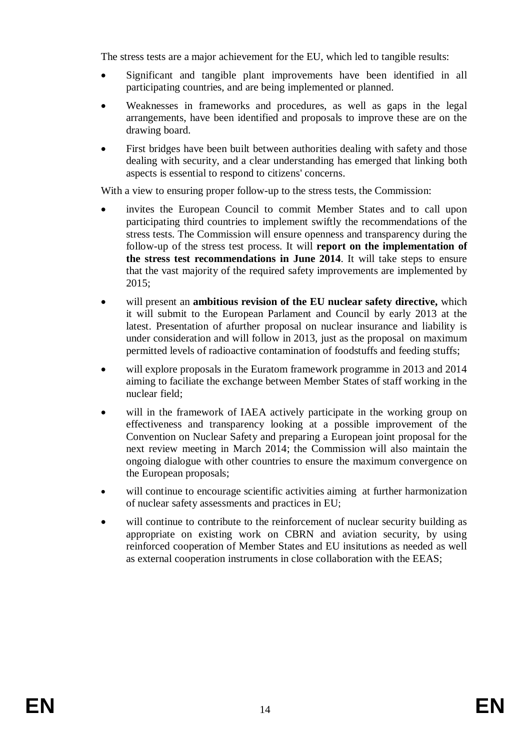The stress tests are a major achievement for the EU, which led to tangible results:

- Significant and tangible plant improvements have been identified in all participating countries, and are being implemented or planned.
- Weaknesses in frameworks and procedures, as well as gaps in the legal arrangements, have been identified and proposals to improve these are on the drawing board.
- First bridges have been built between authorities dealing with safety and those dealing with security, and a clear understanding has emerged that linking both aspects is essential to respond to citizens' concerns.

With a view to ensuring proper follow-up to the stress tests, the Commission:

- invites the European Council to commit Member States and to call upon participating third countries to implement swiftly the recommendations of the stress tests. The Commission will ensure openness and transparency during the follow-up of the stress test process. It will **report on the implementation of the stress test recommendations in June 2014**. It will take steps to ensure that the vast majority of the required safety improvements are implemented by 2015;
- will present an **ambitious revision of the EU nuclear safety directive,** which it will submit to the European Parlament and Council by early 2013 at the latest. Presentation of afurther proposal on nuclear insurance and liability is under consideration and will follow in 2013, just as the proposal on maximum permitted levels of radioactive contamination of foodstuffs and feeding stuffs;
- will explore proposals in the Euratom framework programme in 2013 and 2014 aiming to faciliate the exchange between Member States of staff working in the nuclear field;
- will in the framework of IAEA actively participate in the working group on effectiveness and transparency looking at a possible improvement of the Convention on Nuclear Safety and preparing a European joint proposal for the next review meeting in March 2014; the Commission will also maintain the ongoing dialogue with other countries to ensure the maximum convergence on the European proposals;
- will continue to encourage scientific activities aiming at further harmonization of nuclear safety assessments and practices in EU;
- will continue to contribute to the reinforcement of nuclear security building as appropriate on existing work on CBRN and aviation security, by using reinforced cooperation of Member States and EU insitutions as needed as well as external cooperation instruments in close collaboration with the EEAS;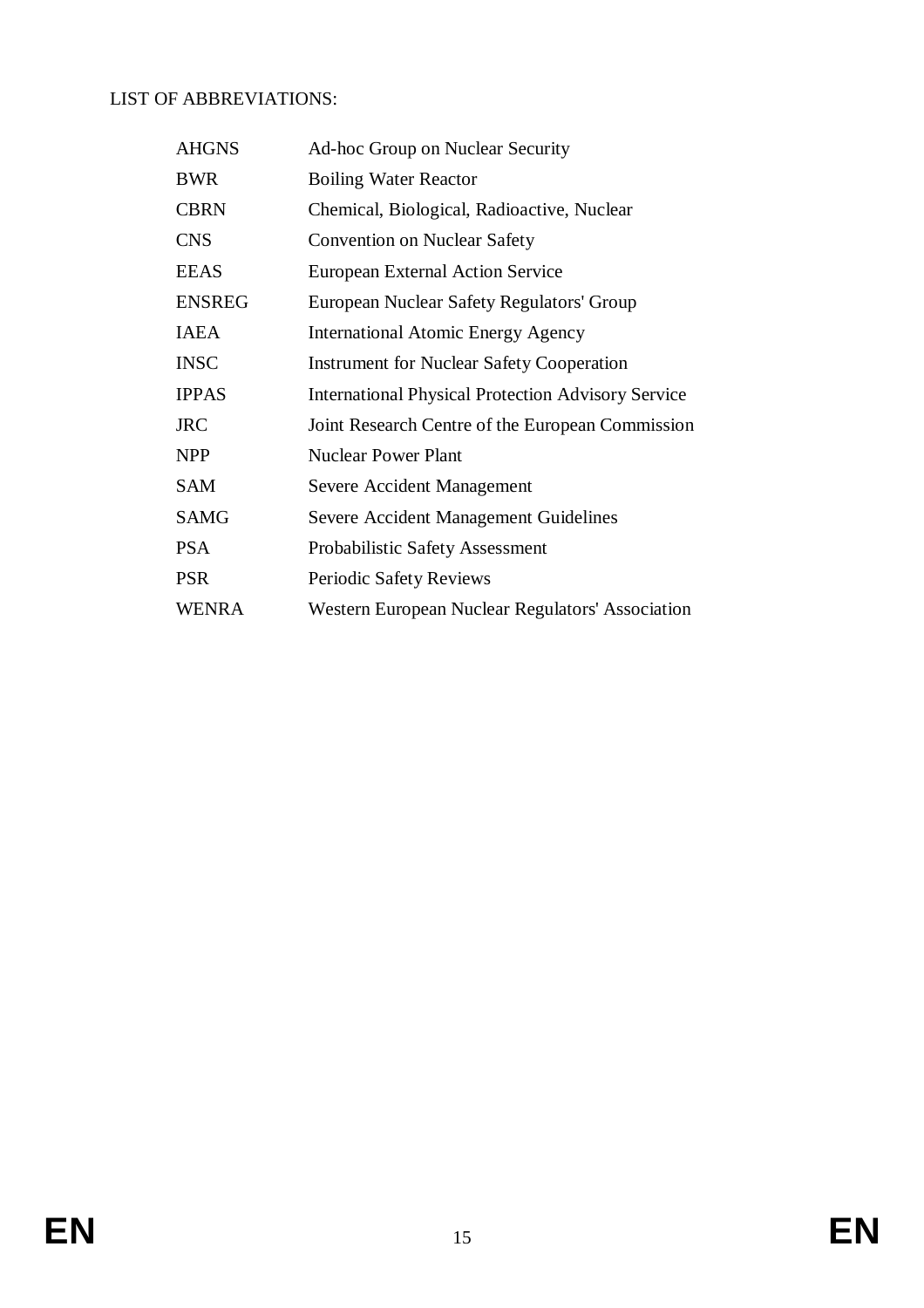LIST OF ABBREVIATIONS:

| | |
|---|---|
| AHGNS | Ad-hoc Group on Nuclear Security |
| BWR | Boiling Water Reactor |
| CBRN | Chemical, Biological, Radioactive, Nuclear |
| CNS | Convention on Nuclear Safety |
| EEAS | European External Action Service |
| ENSREG | European Nuclear Safety Regulators' Group |
| IAEA | International Atomic Energy Agency |
| INSC | Instrument for Nuclear Safety Cooperation |
| IPPAS | International Physical Protection Advisory Service |
| JRC | Joint Research Centre of the European Commission |
| NPP | Nuclear Power Plant |
| SAM | Severe Accident Management |
| SAMG | Severe Accident Management Guidelines |
| PSA | Probabilistic Safety Assessment |
| PSR | Periodic Safety Reviews |
| WENRA | Western European Nuclear Regulators' Association |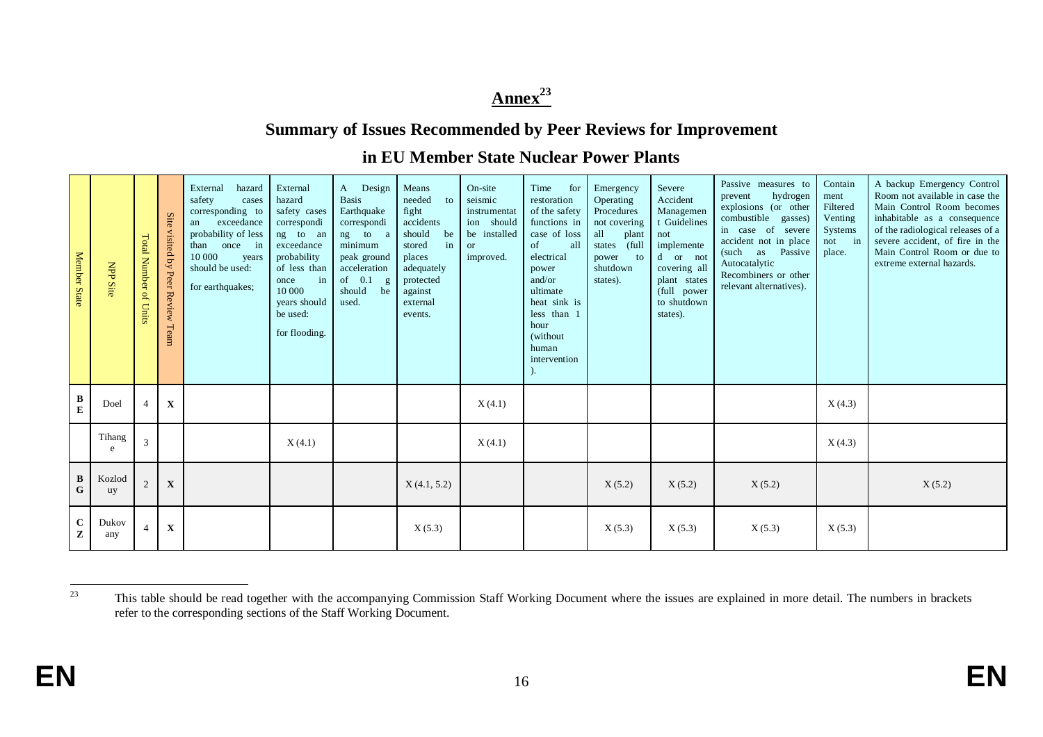## Annex[23]

## Summary of Issues Recommended by Peer Reviews for Improvement

## in EU Member State Nuclear Power Plants

| Member State | NPP Site | Total Number of Units | Site visited by Peer Review Team | External hazard safety cases corresponding to an exceedance probability of less than once in 10 000 years should be used: for earthquakes; | External hazard safety cases corresponding to an exceedance probability of less than once in 10 000 years should be used: for flooding. | A Design Basis Earthquake corresponding to a minimum peak ground acceleration of 0.1 g should be used. | Means needed to fight accidents should be stored in places adequately protected against external events. | On-site seismic instrumentation should be installed or improved. | Time for restoration of the safety functions in case of loss of all electrical power and/or ultimate heat sink is less than 1 hour (without human intervention). | Emergency Operating Procedures not covering all plant states (full power to shutdown states). | Severe Accident Management Guidelines not implemented or not covering all plant states (full power to shutdown states). | Passive measures to prevent hydrogen explosions (or other combustible gasses) in case of severe accident not in place (such as Passive Autocatalytic Recombiners or other relevant alternatives). | Containment Filtered Venting Systems not in place. | A backup Emergency Control Room not available in case the Main Control Room becomes inhabitable as a consequence of the radiological releases of a severe accident, of fire in the Main Control Room or due to extreme external hazards. |
|---|---|---|---|---|---|---|---|---|---|---|---|---|---|---|
| BE | Doel | 4 | X | | | | | X (4.1) | | | | | X (4.3) | |
| | Tihange | 3 | | | X (4.1) | | | X (4.1) | | | | | X (4.3) | |
| BG | Kozloduy | 2 | X | | | | X (4.1, 5.2) | | | X (5.2) | X (5.2) | X (5.2) | | X (5.2) |
| CZ | Dukovany | 4 | X | | | | X (5.3) | | | X (5.3) | X (5.3) | X (5.3) | X (5.3) | |

[23] This table should be read together with the accompanying Commission Staff Working Document where the issues are explained in more detail. The numbers in brackets refer to the corresponding sections of the Staff Working Document.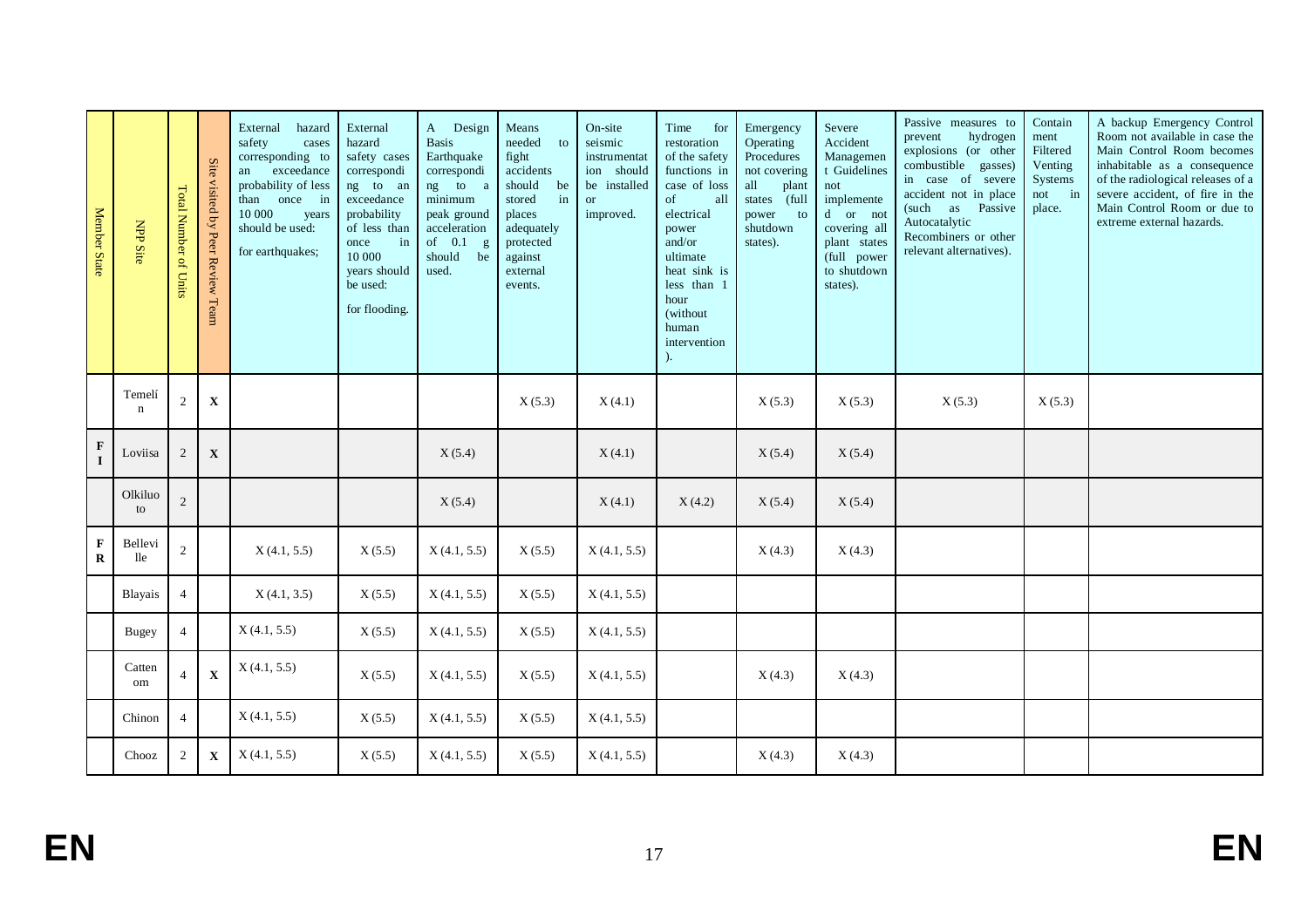| Member State | NPP Site | Total Number of Units | Site visited by Peer Review Team | External hazard safety cases corresponding to an exceedance probability of less than once in 10 000 years should be used: for earthquakes; | External hazard safety cases corresponding to an exceedance probability of less than once in 10 000 years should be used: for flooding. | A Design Basis Earthquake corresponding to a minimum peak ground acceleration of 0.1 g should be used. | Means needed to fight accidents should be stored in places adequately protected against external events. | On-site seismic instrumentation should be installed or improved. | Time for restoration of the safety functions in case of loss of all electrical power and/or ultimate heat sink is less than 1 hour (without human intervention). | Emergency Operating Procedures not covering all plant states (full power to shutdown states). | Severe Accident Management Guidelines not implemented or not covering all plant states (full power to shutdown states). | Passive measures to prevent hydrogen explosions (or other combustible gasses) in case of severe accident not in place (such as Passive Autocatalytic Recombiners or other relevant alternatives). | Containment Filtered Venting Systems not in place. | A backup Emergency Control Room not available in case the Main Control Room becomes inhabitable as a consequence of the radiological releases of a severe accident, of fire in the Main Control Room or due to extreme external hazards. |
|---|---|---|---|---|---|---|---|---|---|---|---|---|---|---|
| | Temelín | 2 | X | | | | X (5.3) | X (4.1) | | X (5.3) | X (5.3) | X (5.3) | X (5.3) | |
| FI | Loviisa | 2 | X | | | X (5.4) | | X (4.1) | | X (5.4) | X (5.4) | | | |
| | Olkiluoto | 2 | | | | X (5.4) | | X (4.1) | X (4.2) | X (5.4) | X (5.4) | | | |
| FR | Bellevile | 2 | | X (4.1, 5.5) | X (5.5) | X (4.1, 5.5) | X (5.5) | X (4.1, 5.5) | | X (4.3) | X (4.3) | | | |
| | Blayais | 4 | | X (4.1, 3.5) | X (5.5) | X (4.1, 5.5) | X (5.5) | X (4.1, 5.5) | | | | | | |
| | Bugey | 4 | | X (4.1, 5.5) | X (5.5) | X (4.1, 5.5) | X (5.5) | X (4.1, 5.5) | | | | | | |
| | Cattenom | 4 | X | X (4.1, 5.5) | X (5.5) | X (4.1, 5.5) | X (5.5) | X (4.1, 5.5) | | X (4.3) | X (4.3) | | | |
| | Chinon | 4 | | X (4.1, 5.5) | X (5.5) | X (4.1, 5.5) | X (5.5) | X (4.1, 5.5) | | | | | | |
| | Chooz | 2 | X | X (4.1, 5.5) | X (5.5) | X (4.1, 5.5) | X (5.5) | X (4.1, 5.5) | | X (4.3) | X (4.3) | | | |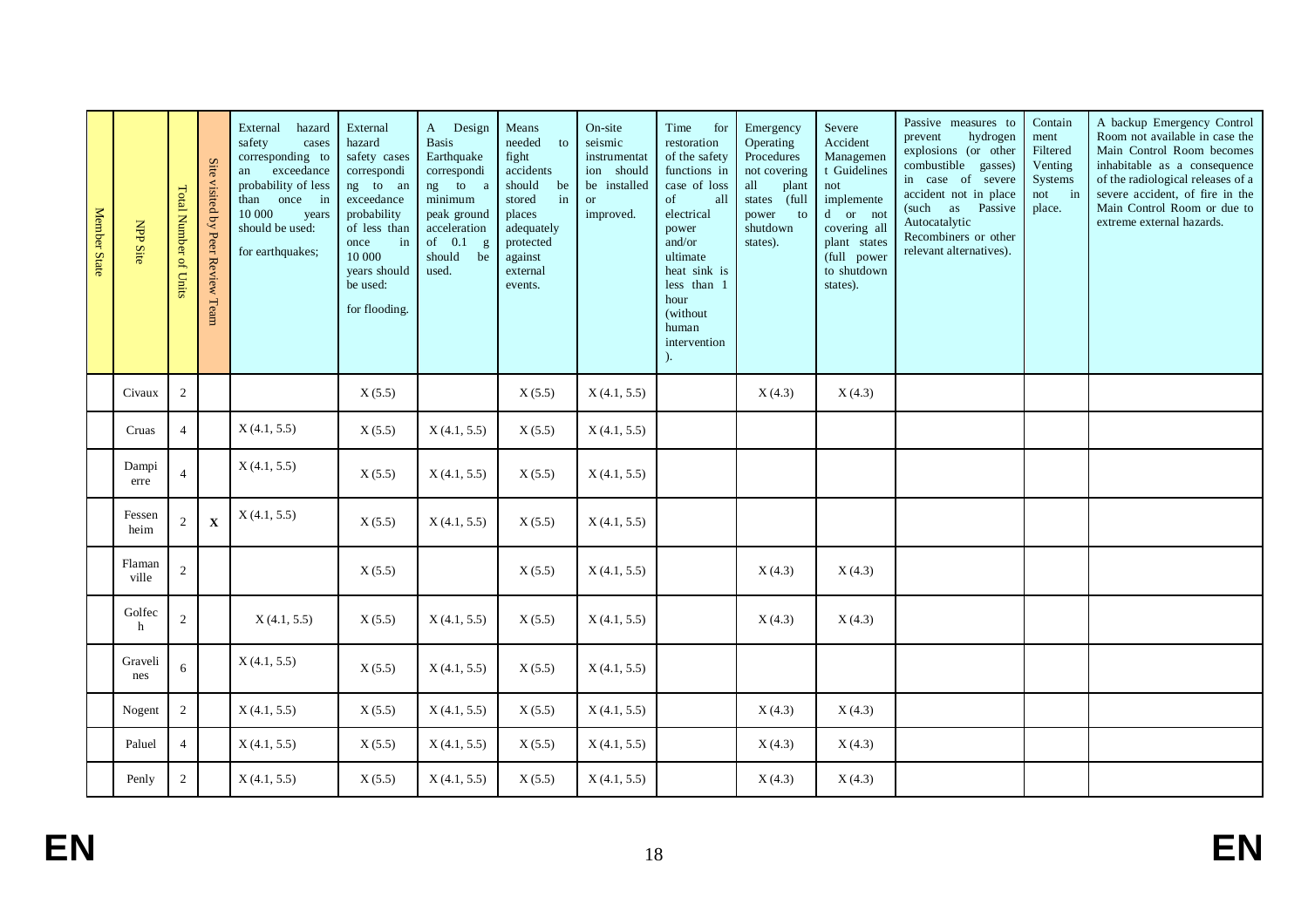| Member State | NPP Site | Total Number of Units | Site visited by Peer Review Team | External hazard safety cases corresponding to an exceedance probability of less than once in 10 000 years should be used: for earthquakes; | External hazard safety cases corresponding to an exceedance probability of less than once in 10 000 years should be used: for flooding. | A Design Basis Earthquake corresponding to a minimum peak ground acceleration of 0.1 g should be used. | Means needed to fight accidents should be stored in places adequately protected against external events. | On-site seismic instrumentation should be installed or improved. | Time for restoration of the safety functions in case of loss of all electrical power and/or ultimate heat sink is less than 1 hour (without human intervention). | Emergency Operating Procedures not covering all plant states (full power to shutdown states). | Severe Accident Management Guidelines not implemented or not covering all plant states (full power to shutdown states). | Passive measures to prevent hydrogen explosions (or other combustible gasses) in case of severe accident not in place (such as Passive Autocatalytic Recombiners or other relevant alternatives). | Containment Filtered Venting Systems not in place. | A backup Emergency Control Room not available in case the Main Control Room becomes inhabitable as a consequence of the radiological releases of a severe accident, of fire in the Main Control Room or due to extreme external hazards. |
|---|---|---|---|---|---|---|---|---|---|---|---|---|---|---|
| | Civaux | 2 | | | X (5.5) | | X (5.5) | X (4.1, 5.5) | | X (4.3) | X (4.3) | | | |
| | Cruas | 4 | | X (4.1, 5.5) | X (5.5) | X (4.1, 5.5) | X (5.5) | X (4.1, 5.5) | | | | | | |
| | Dampierre | 4 | | X (4.1, 5.5) | X (5.5) | X (4.1, 5.5) | X (5.5) | X (4.1, 5.5) | | | | | | |
| | Fessenheim | 2 | X | X (4.1, 5.5) | X (5.5) | X (4.1, 5.5) | X (5.5) | X (4.1, 5.5) | | | | | | |
| | Flamanville | 2 | | | X (5.5) | | X (5.5) | X (4.1, 5.5) | | X (4.3) | X (4.3) | | | |
| | Golfech | 2 | | X (4.1, 5.5) | X (5.5) | X (4.1, 5.5) | X (5.5) | X (4.1, 5.5) | | X (4.3) | X (4.3) | | | |
| | Gravelines | 6 | | X (4.1, 5.5) | X (5.5) | X (4.1, 5.5) | X (5.5) | X (4.1, 5.5) | | | | | | |
| | Nogent | 2 | | X (4.1, 5.5) | X (5.5) | X (4.1, 5.5) | X (5.5) | X (4.1, 5.5) | | X (4.3) | X (4.3) | | | |
| | Paluel | 4 | | X (4.1, 5.5) | X (5.5) | X (4.1, 5.5) | X (5.5) | X (4.1, 5.5) | | X (4.3) | X (4.3) | | | |
| | Penly | 2 | | X (4.1, 5.5) | X (5.5) | X (4.1, 5.5) | X (5.5) | X (4.1, 5.5) | | X (4.3) | X (4.3) | | | |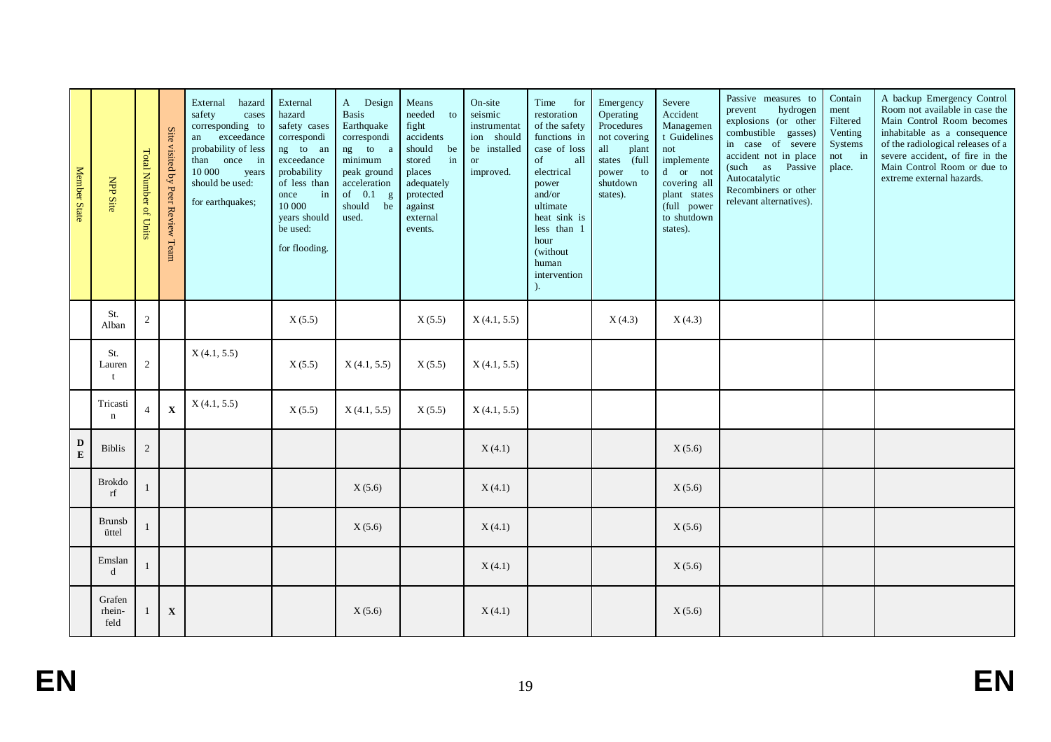| Member State | NPP Site | Total Number of Units | Site visited by Peer Review Team | External hazard safety cases corresponding to an exceedance probability of less than once in 10 000 years should be used: for earthquakes; | External hazard safety cases corresponding to an exceedance probability of less than once in 10 000 years should be used: for flooding. | A Design Basis Earthquake corresponding to a minimum peak ground acceleration of 0.1 g should be used. | Means needed to fight accidents should be stored in places adequately protected against external events. | On-site seismic instrumentation should be installed or improved. | Time for restoration of the safety functions in case of loss of all electrical power and/or ultimate heat sink is less than 1 hour (without human intervention). | Emergency Operating Procedures not covering all plant states (full power to shutdown states). | Severe Accident Management Guidelines not implemented or not covering all plant states (full power to shutdown states). | Passive measures to prevent hydrogen explosions (or other combustible gasses) in case of severe accident not in place (such as Passive Autocatalytic Recombiners or other relevant alternatives). | Containment Filtered Venting Systems not in place. | A backup Emergency Control Room not available in case the Main Control Room becomes inhabitable as a consequence of the radiological releases of a severe accident, of fire in the Main Control Room or due to extreme external hazards. |
|---|---|---|---|---|---|---|---|---|---|---|---|---|---|---|
| | St. Alban | 2 | | | X (5.5) | | X (5.5) | X (4.1, 5.5) | | X (4.3) | X (4.3) | | | |
| | St. Laurent | 2 | | X (4.1, 5.5) | X (5.5) | X (4.1, 5.5) | X (5.5) | X (4.1, 5.5) | | | | | | |
| | Tricastin | 4 | **X** | X (4.1, 5.5) | X (5.5) | X (4.1, 5.5) | X (5.5) | X (4.1, 5.5) | | | | | | |
| **DE** | Biblis | 2 | | | | | | X (4.1) | | | X (5.6) | | | |
| | Brokdorf | 1 | | | | X (5.6) | | X (4.1) | | | X (5.6) | | | |
| | Brunsbüttel | 1 | | | | X (5.6) | | X (4.1) | | | X (5.6) | | | |
| | Emsland | 1 | | | | | | X (4.1) | | | X (5.6) | | | |
| | Grafenrheinfeld | 1 | **X** | | | X (5.6) | | X (4.1) | | | X (5.6) | | | |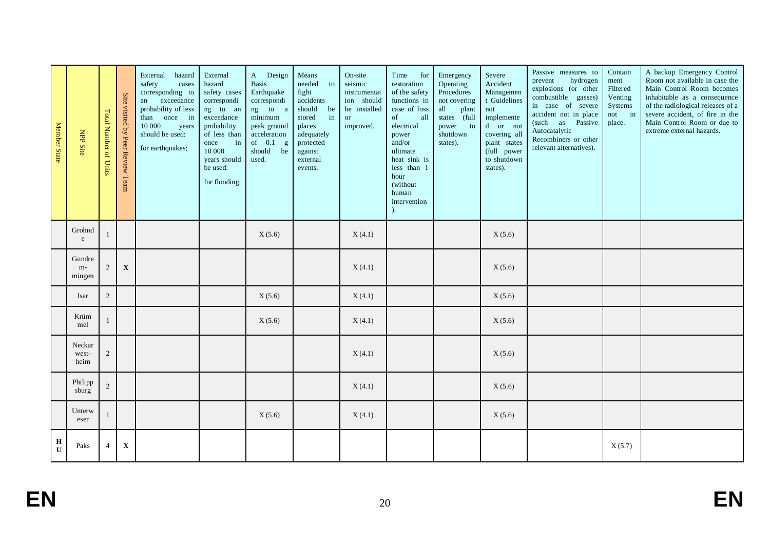| Member State | NPP Site | Total Number of Units | Site visited by Peer Review Team | External hazard safety cases corresponding to an exceedance probability of less than once in 10 000 years should be used: for earthquakes; | External hazard safety cases corresponding to an exceedance probability of less than once in 10 000 years should be used: for flooding. | A Design Basis Earthquake corresponding to a minimum peak ground acceleration of 0.1 g should be used. | Means needed to fight accidents should be stored in places adequately protected against external events. | On-site seismic instrumentation should be installed or improved. | Time for restoration of the safety functions in case of loss of all electrical power and/or ultimate heat sink is less than 1 hour (without human intervention). | Emergency Operating Procedures not covering all plant states (full power to shutdown states). | Severe Accident Management Guidelines not implemented or not covering all plant states (full power to shutdown states). | Passive measures to prevent hydrogen explosions (or other combustible gasses) in case of severe accident not in place (such as Passive Autocatalytic Recombiners or other relevant alternatives). | Containment Filtered Venting Systems not in place. | A backup Emergency Control Room not available in case the Main Control Room becomes inhabitable as a consequence of the radiological releases of a severe accident, of fire in the Main Control Room or due to extreme external hazards. |
|---|---|---|---|---|---|---|---|---|---|---|---|---|---|---|
| | Grohnde | 1 | | | | X (5.6) | | X (4.1) | | | X (5.6) | | | |
| | Gundremmingen | 2 | X | | | | | X (4.1) | | | X (5.6) | | | |
| | Isar | 2 | | | | X (5.6) | | X (4.1) | | | X (5.6) | | | |
| | Krümmel | 1 | | | | X (5.6) | | X (4.1) | | | X (5.6) | | | |
| | Neckarwestheim | 2 | | | | | | X (4.1) | | | X (5.6) | | | |
| | Philippsburg | 2 | | | | | | X (4.1) | | | X (5.6) | | | |
| | Unterweser | 1 | | | | X (5.6) | | X (4.1) | | | X (5.6) | | | |
| **HU** | Paks | 4 | X | | | | | | | | | | X (5.7) | |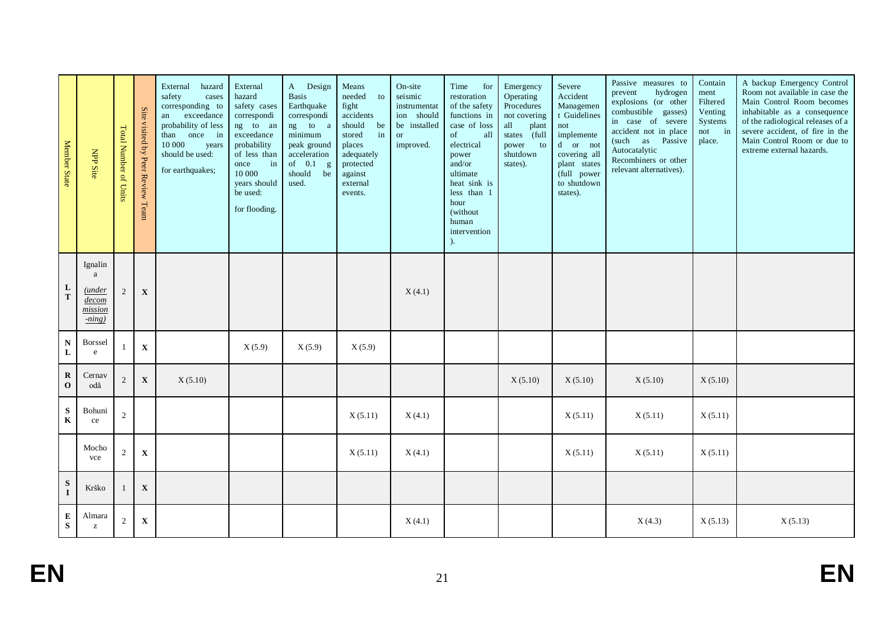| Member State | NPP Site | Total Number of Units | Site visited by Peer Review Team | External hazard safety cases corresponding to an exceedance probability of less than once in 10 000 years should be used: for earthquakes; | External hazard safety cases corresponding to an exceedance probability of less than once in 10 000 years should be used: for flooding. | A Design Basis Earthquake corresponding to a minimum peak ground acceleration of 0.1 g should be used. | Means needed to fight accidents should be stored in places adequately protected against external events. | On-site seismic instrumentation should be installed or improved. | Time for restoration of the safety functions in case of loss of all electrical power and/or ultimate heat sink is less than 1 hour (without human intervention). | Emergency Operating Procedures not covering all plant states (full power to shutdown states). | Severe Accident Management Guidelines not implemented or not covering all plant states (full power to shutdown states). | Passive measures to prevent hydrogen explosions (or other combustible gasses) in case of severe accident not in place (such as Passive Autocatalytic Recombiners or other relevant alternatives). | Containment Filtered Venting Systems not in place. | A backup Emergency Control Room not available in case the Main Control Room becomes inhabitable as a consequence of the radiological releases of a severe accident, of fire in the Main Control Room or due to extreme external hazards. |
|---|---|---|---|---|---|---|---|---|---|---|---|---|---|---|
| LT | Ignalina *(under decommissioning)* | 2 | X | | | | | X (4.1) | | | | | | |
| NL | Borssele | 1 | X | | X (5.9) | X (5.9) | X (5.9) | | | | | | | |
| RO | Cernavodă | 2 | X | X (5.10) | | | | | | X (5.10) | X (5.10) | X (5.10) | X (5.10) | |
| SK | Bohunice | 2 | | | | | X (5.11) | X (4.1) | | | X (5.11) | X (5.11) | X (5.11) | |
| | Mochovce | 2 | X | | | | X (5.11) | X (4.1) | | | X (5.11) | X (5.11) | X (5.11) | |
| SI | Krško | 1 | X | | | | | | | | | | | |
| ES | Almaraz | 2 | X | | | | | X (4.1) | | | | X (4.3) | X (5.13) | X (5.13) |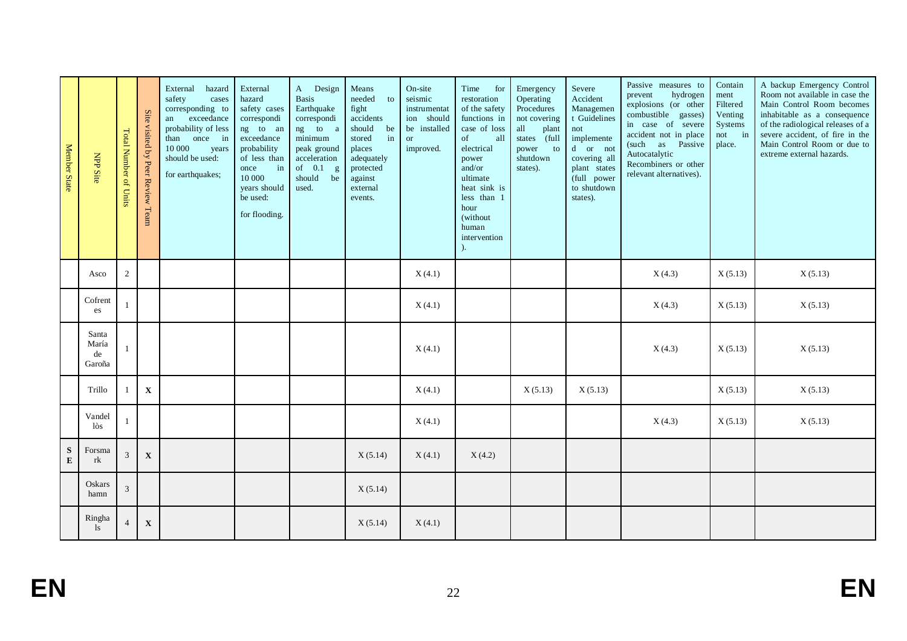| Member State | NPP Site | Total Number of Units | Site visited by Peer Review Team | External hazard safety cases corresponding to an exceedance probability of less than once in 10 000 years should be used: for earthquakes; | External hazard safety cases corresponding to an exceedance probability of less than once in 10 000 years should be used: for flooding. | A Design Basis Earthquake corresponding to a minimum peak ground acceleration of 0.1 g should be used. | Means needed to fight accidents should be stored in places adequately protected against external events. | On-site seismic instrumentation should be installed or improved. | Time for restoration of the safety functions in case of loss of all electrical power and/or ultimate heat sink is less than 1 hour (without human intervention). | Emergency Operating Procedures not covering all plant states (full power to shutdown states). | Severe Accident Management Guidelines not implemented or not covering all plant states (full power to shutdown states). | Passive measures to prevent hydrogen explosions (or other combustible gasses) in case of severe accident not in place (such as Passive Autocatalytic Recombiners or other relevant alternatives). | Containment Filtered Venting Systems not in place. | A backup Emergency Control Room not available in case the Main Control Room becomes inhabitable as a consequence of the radiological releases of a severe accident, of fire in the Main Control Room or due to extreme external hazards. |
|---|---|---|---|---|---|---|---|---|---|---|---|---|---|---|
| | Asco | 2 | | | | | | X (4.1) | | | | X (4.3) | X (5.13) | X (5.13) |
| | Cofrentes | 1 | | | | | | X (4.1) | | | | X (4.3) | X (5.13) | X (5.13) |
| | Santa María de Garoña | 1 | | | | | | X (4.1) | | | | X (4.3) | X (5.13) | X (5.13) |
| | Trillo | 1 | **X** | | | | | X (4.1) | | X (5.13) | X (5.13) | | X (5.13) | X (5.13) |
| | Vandellòs | 1 | | | | | | X (4.1) | | | | X (4.3) | X (5.13) | X (5.13) |
| **SE** | Forsmark | 3 | **X** | | | | X (5.14) | X (4.1) | X (4.2) | | | | | |
| | Oskarshamn | 3 | | | | | X (5.14) | | | | | | | |
| | Ringhals | 4 | **X** | | | | X (5.14) | X (4.1) | | | | | | |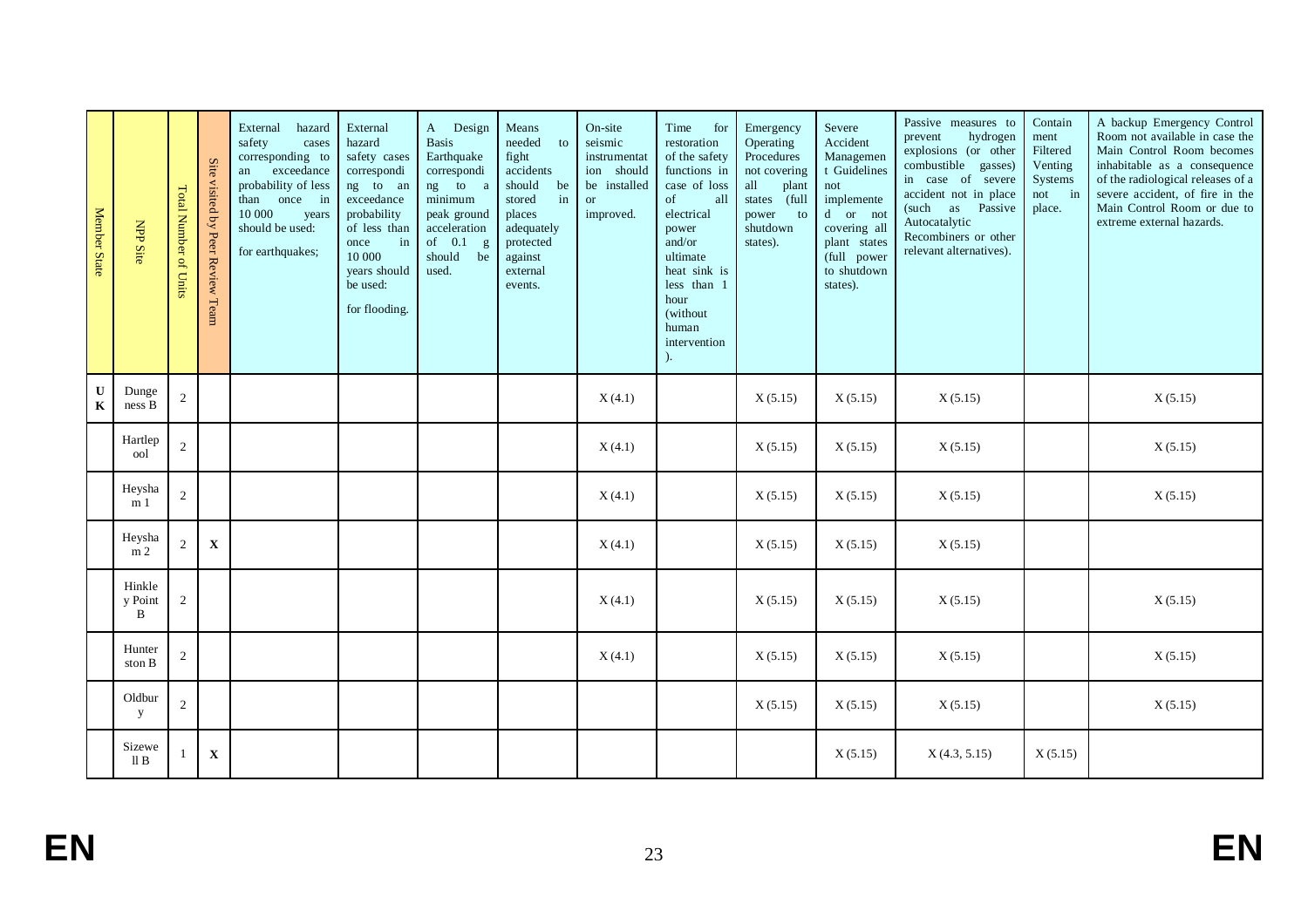| Member State | NPP Site | Total Number of Units | Site visited by Peer Review Team | External hazard safety cases corresponding to an exceedance probability of less than once in 10 000 years should be used: for earthquakes; | External hazard safety cases corresponding to an exceedance probability of less than once in 10 000 years should be used: for flooding. | A Design Basis Earthquake corresponding to a minimum peak ground acceleration of 0.1 g should be used. | Means needed to fight accidents should be stored in places adequately protected against external events. | On-site seismic instrumentation should be installed or improved. | Time for restoration of the safety functions in case of loss of all electrical power and/or ultimate heat sink is less than 1 hour (without human intervention). | Emergency Operating Procedures not covering all plant states (full power to shutdown states). | Severe Accident Management Guidelines not implemented or not covering all plant states (full power to shutdown states). | Passive measures to prevent hydrogen explosions (or other combustible gasses) in case of severe accident not in place (such as Passive Autocatalytic Recombiners or other relevant alternatives). | Containment Filtered Venting Systems not in place. | A backup Emergency Control Room not available in case the Main Control Room becomes inhabitable as a consequence of the radiological releases of a severe accident, of fire in the Main Control Room or due to extreme external hazards. |
|---|---|---|---|---|---|---|---|---|---|---|---|---|---|---|
| **UK** | Dungeness B | 2 | | | | | | X (4.1) | | X (5.15) | X (5.15) | X (5.15) | | X (5.15) |
| | Hartlepool | 2 | | | | | | X (4.1) | | X (5.15) | X (5.15) | X (5.15) | | X (5.15) |
| | Heysham 1 | 2 | | | | | | X (4.1) | | X (5.15) | X (5.15) | X (5.15) | | X (5.15) |
| | Heysham 2 | 2 | **X** | | | | | X (4.1) | | X (5.15) | X (5.15) | X (5.15) | | |
| | Hinkley Point B | 2 | | | | | | X (4.1) | | X (5.15) | X (5.15) | X (5.15) | | X (5.15) |
| | Hunterston B | 2 | | | | | | X (4.1) | | X (5.15) | X (5.15) | X (5.15) | | X (5.15) |
| | Oldbury | 2 | | | | | | | | X (5.15) | X (5.15) | X (5.15) | | X (5.15) |
| | Sizewell B | 1 | **X** | | | | | | | | X (5.15) | X (4.3, 5.15) | X (5.15) | |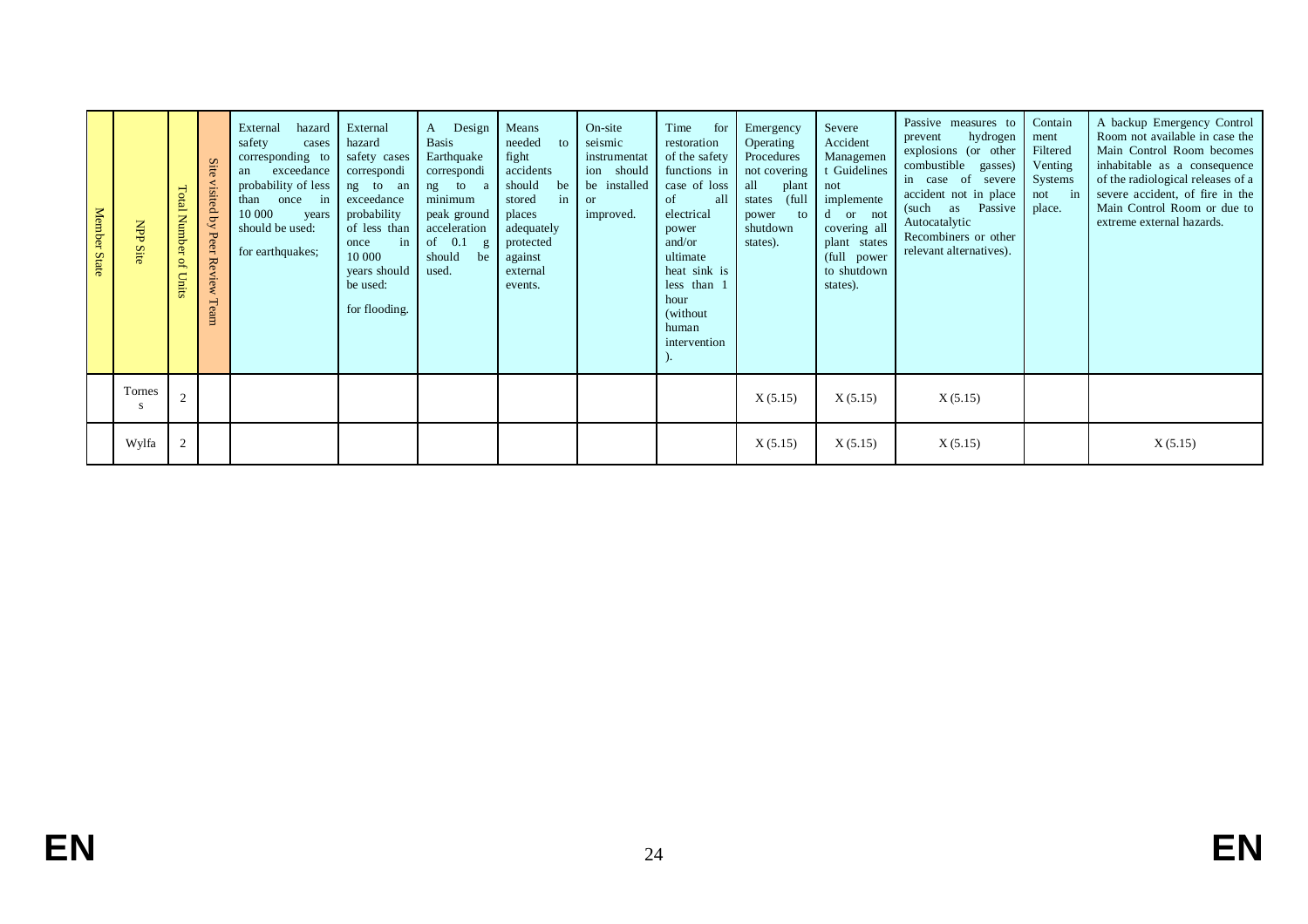| Member State | NPP Site | Total Number of Units | Site visited by Peer Review Team | External hazard safety cases corresponding to an exceedance probability of less than once in 10 000 years should be used: for earthquakes; | External hazard safety cases corresponding to an exceedance probability of less than once in 10 000 years should be used: for flooding. | A Design Basis Earthquake corresponding to a minimum peak ground acceleration of 0.1 g should be used. | Means needed to fight accidents should be stored in places adequately protected against external events. | On-site seismic instrumentation should be installed or improved. | Time for restoration of the safety functions in case of loss of all electrical power and/or ultimate heat sink is less than 1 hour (without human intervention). | Emergency Operating Procedures not covering all plant states (full power to shutdown states). | Severe Accident Management Guidelines not implemented or not covering all plant states (full power to shutdown states). | Passive measures to prevent hydrogen explosions (or other combustible gasses) in case of severe accident not in place (such as Passive Autocatalytic Recombiners or other relevant alternatives). | Containment Filtered Venting Systems not in place. | A backup Emergency Control Room not available in case the Main Control Room becomes inhabitable as a consequence of the radiological releases of a severe accident, of fire in the Main Control Room or due to extreme external hazards. |
|---|---|---|---|---|---|---|---|---|---|---|---|---|---|---|
| | Tornes s | 2 | | | | | | | | X (5.15) | X (5.15) | X (5.15) | | |
| | Wylfa | 2 | | | | | | | | X (5.15) | X (5.15) | X (5.15) | | X (5.15) |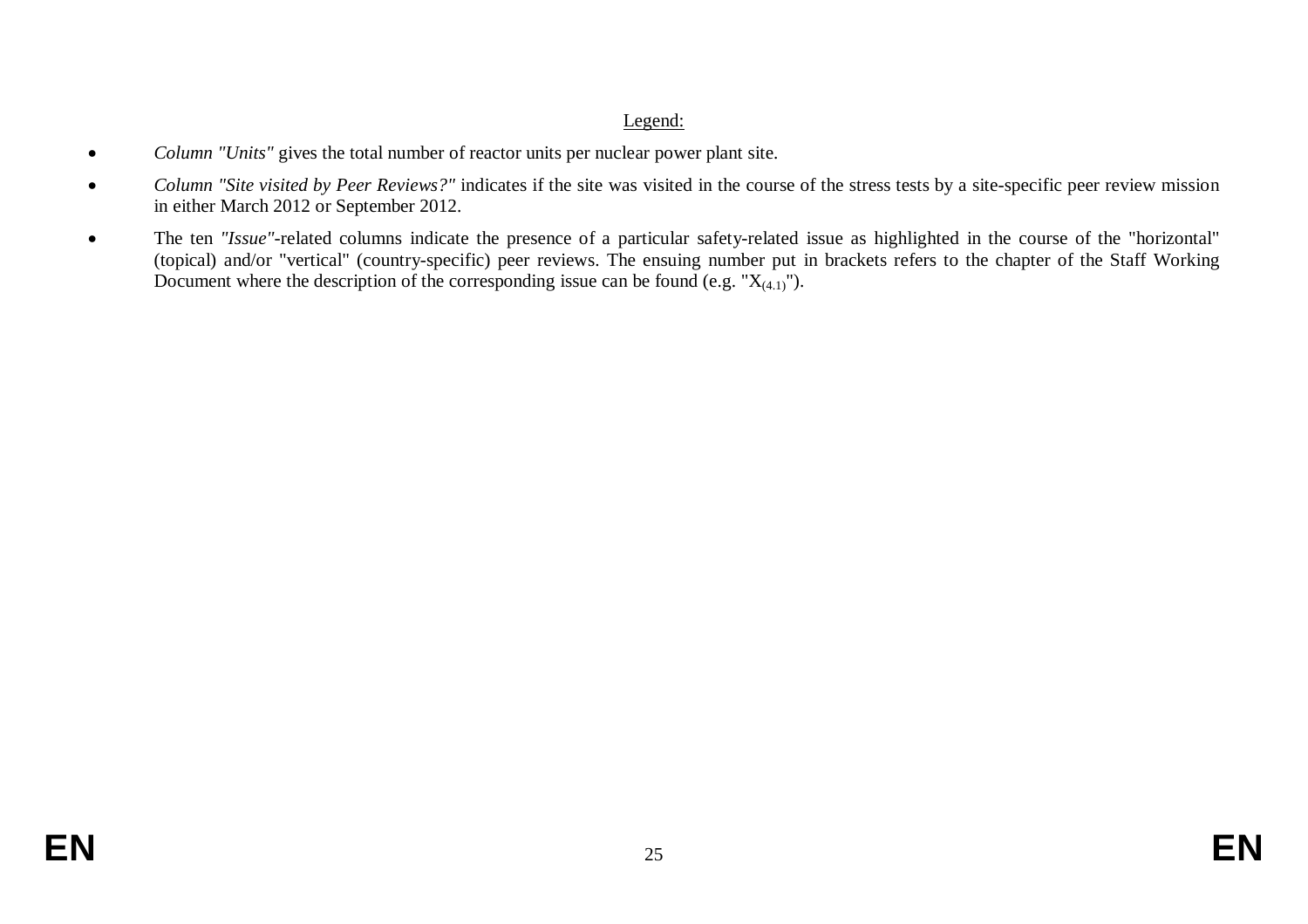Legend:

- *Column "Units"* gives the total number of reactor units per nuclear power plant site.
- *Column "Site visited by Peer Reviews?"* indicates if the site was visited in the course of the stress tests by a site-specific peer review mission in either March 2012 or September 2012.
- The ten *"Issue"*-related columns indicate the presence of a particular safety-related issue as highlighted in the course of the "horizontal" (topical) and/or "vertical" (country-specific) peer reviews. The ensuing number put in brackets refers to the chapter of the Staff Working Document where the description of the corresponding issue can be found (e.g. "$X_{(4.1)}$").